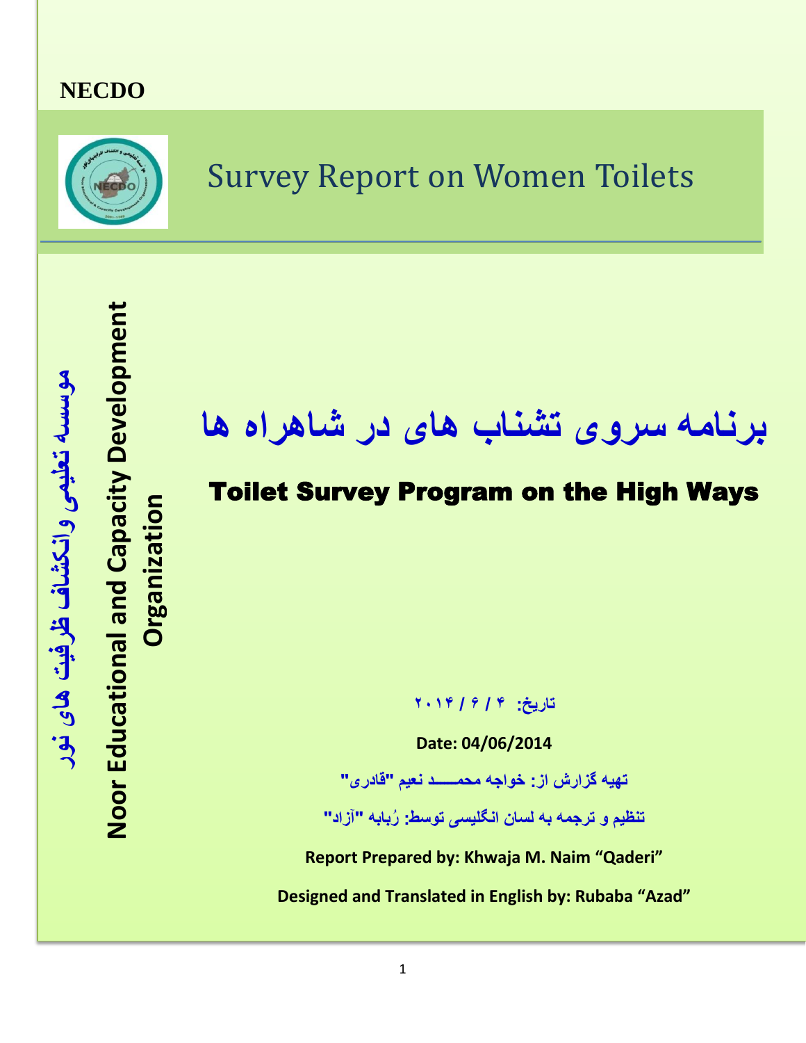**NECDO**

# Survey Report on Women Toilets

موسسه تعلیمی وانکشاف ظرفیت های نور

**Noor Educational and Capacity Development Organization**

# برنامه سروی تشناب های در شاهراه ها

## Toilet Survey Program on the High Ways

**تاریخ: ۴ / ۶ / ۲۰۱۴**

**Date: 04/06/2014**

**تهیه گزارش از: خواجه محمـــــد نعیم "قادری"**

**تنظیم و ترجمه به لسان انگلیسی توسط: رُبابه "آزاد"**

**Report Prepared by: Khwaja M. Naim "Qaderi"**

**Designed and Translated in English by: Rubaba "Azad"**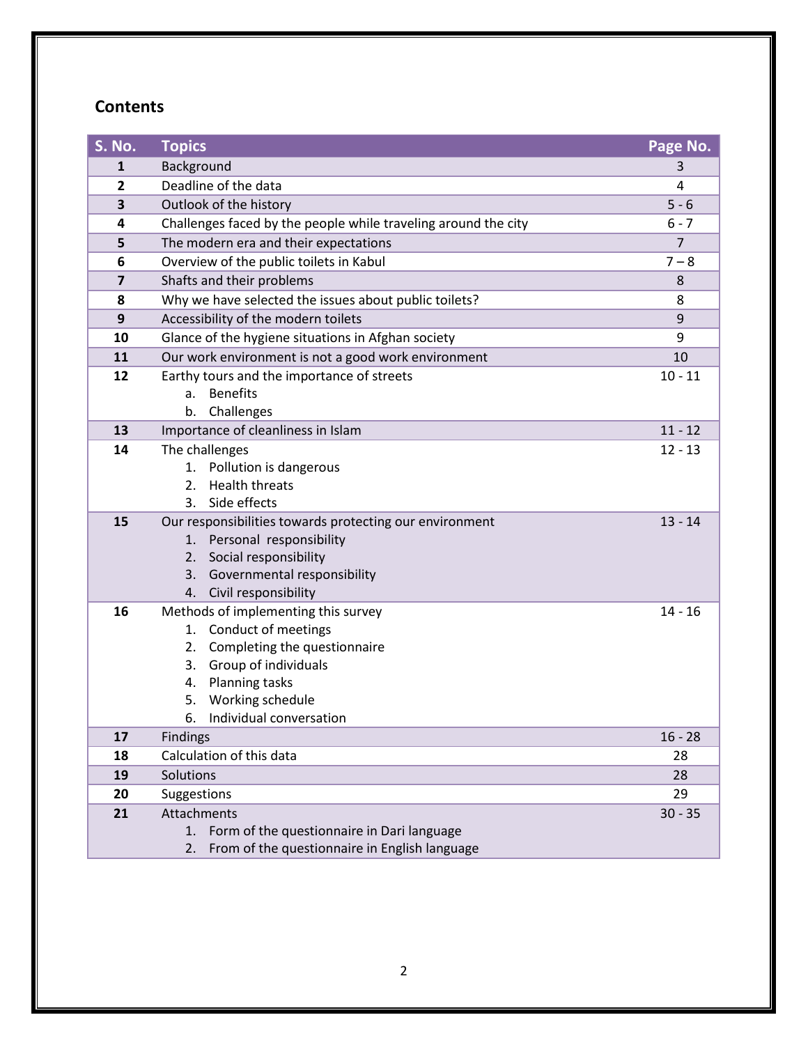## Contents

| S. No. | Topics | Page No. |
|---|---|---|
| 1 | Background | 3 |
| 2 | Deadline of the data | 4 |
| 3 | Outlook of the history | 5 - 6 |
| 4 | Challenges faced by the people while traveling around the city | 6 - 7 |
| 5 | The modern era and their expectations | 7 |
| 6 | Overview of the public toilets in Kabul | 7 – 8 |
| 7 | Shafts and their problems | 8 |
| 8 | Why we have selected the issues about public toilets? | 8 |
| 9 | Accessibility of the modern toilets | 9 |
| 10 | Glance of the hygiene situations in Afghan society | 9 |
| 11 | Our work environment is not a good work environment | 10 |
| 12 | Earthy tours and the importance of streets<br>a. Benefits<br>b. Challenges | 10 - 11 |
| 13 | Importance of cleanliness in Islam | 11 - 12 |
| 14 | The challenges<br>1. Pollution is dangerous<br>2. Health threats<br>3. Side effects | 12 - 13 |
| 15 | Our responsibilities towards protecting our environment<br>1. Personal responsibility<br>2. Social responsibility<br>3. Governmental responsibility<br>4. Civil responsibility | 13 - 14 |
| 16 | Methods of implementing this survey<br>1. Conduct of meetings<br>2. Completing the questionnaire<br>3. Group of individuals<br>4. Planning tasks<br>5. Working schedule<br>6. Individual conversation | 14 - 16 |
| 17 | Findings | 16 - 28 |
| 18 | Calculation of this data | 28 |
| 19 | Solutions | 28 |
| 20 | Suggestions | 29 |
| 21 | Attachments<br>1. Form of the questionnaire in Dari language<br>2. From of the questionnaire in English language | 30 - 35 |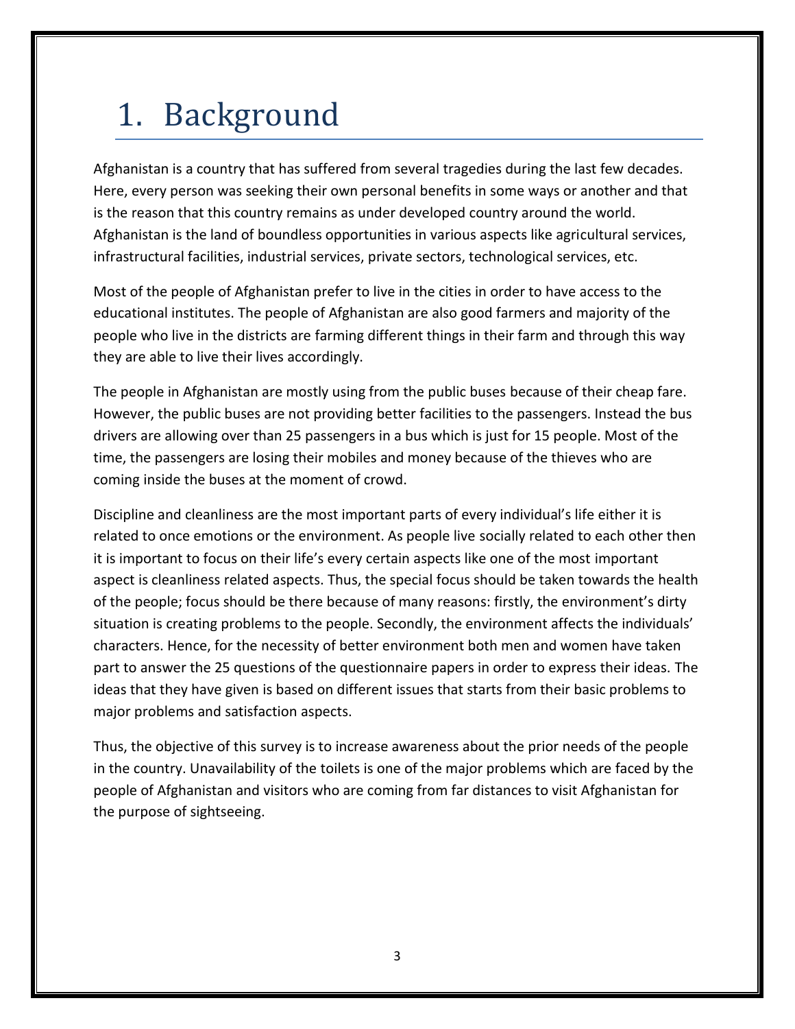# 1. Background

Afghanistan is a country that has suffered from several tragedies during the last few decades. Here, every person was seeking their own personal benefits in some ways or another and that is the reason that this country remains as under developed country around the world. Afghanistan is the land of boundless opportunities in various aspects like agricultural services, infrastructural facilities, industrial services, private sectors, technological services, etc.

Most of the people of Afghanistan prefer to live in the cities in order to have access to the educational institutes. The people of Afghanistan are also good farmers and majority of the people who live in the districts are farming different things in their farm and through this way they are able to live their lives accordingly.

The people in Afghanistan are mostly using from the public buses because of their cheap fare. However, the public buses are not providing better facilities to the passengers. Instead the bus drivers are allowing over than 25 passengers in a bus which is just for 15 people. Most of the time, the passengers are losing their mobiles and money because of the thieves who are coming inside the buses at the moment of crowd.

Discipline and cleanliness are the most important parts of every individual's life either it is related to once emotions or the environment. As people live socially related to each other then it is important to focus on their life's every certain aspects like one of the most important aspect is cleanliness related aspects. Thus, the special focus should be taken towards the health of the people; focus should be there because of many reasons: firstly, the environment's dirty situation is creating problems to the people. Secondly, the environment affects the individuals' characters. Hence, for the necessity of better environment both men and women have taken part to answer the 25 questions of the questionnaire papers in order to express their ideas. The ideas that they have given is based on different issues that starts from their basic problems to major problems and satisfaction aspects.

Thus, the objective of this survey is to increase awareness about the prior needs of the people in the country. Unavailability of the toilets is one of the major problems which are faced by the people of Afghanistan and visitors who are coming from far distances to visit Afghanistan for the purpose of sightseeing.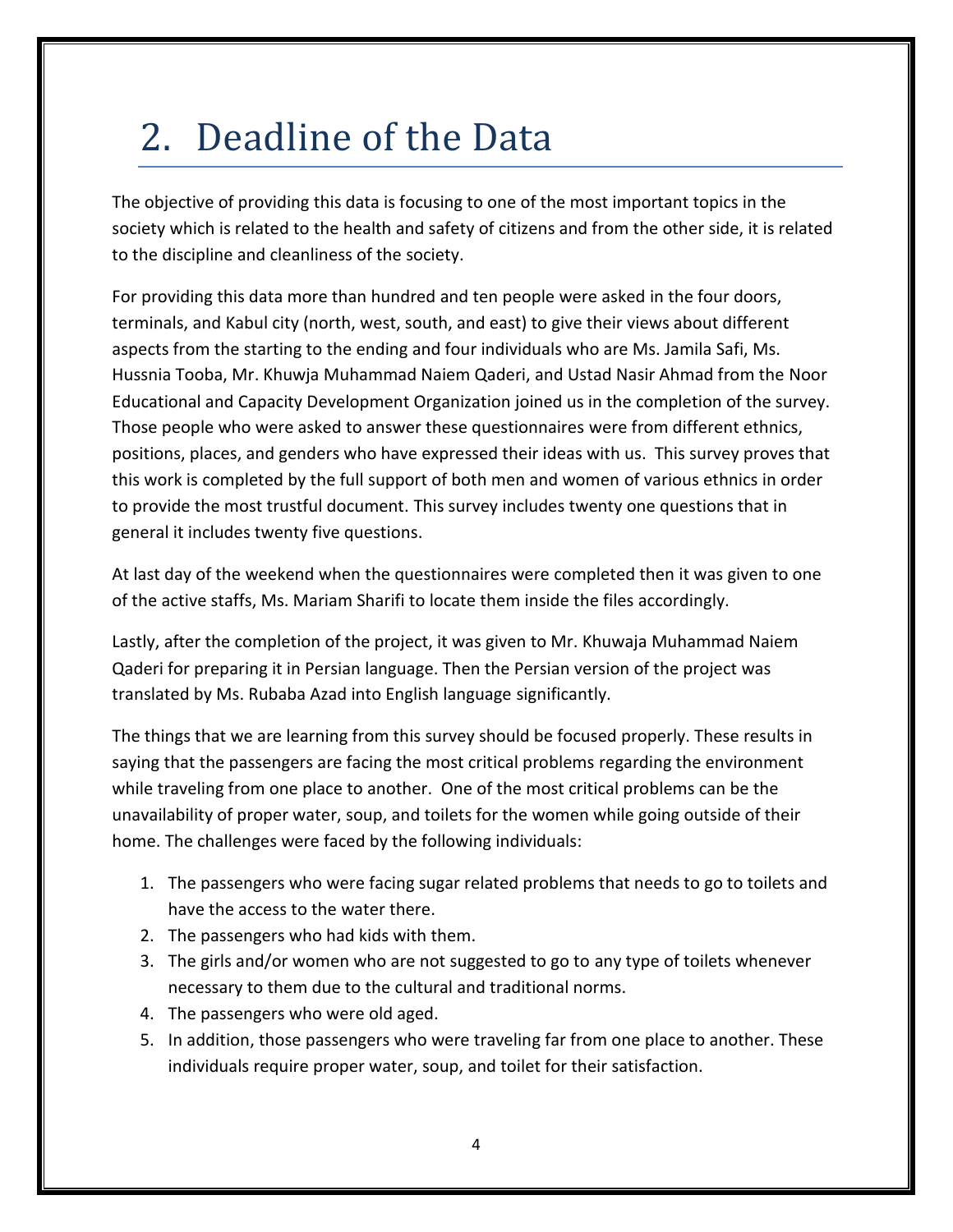# 2. Deadline of the Data

The objective of providing this data is focusing to one of the most important topics in the society which is related to the health and safety of citizens and from the other side, it is related to the discipline and cleanliness of the society.

For providing this data more than hundred and ten people were asked in the four doors, terminals, and Kabul city (north, west, south, and east) to give their views about different aspects from the starting to the ending and four individuals who are Ms. Jamila Safi, Ms. Hussnia Tooba, Mr. Khuwja Muhammad Naiem Qaderi, and Ustad Nasir Ahmad from the Noor Educational and Capacity Development Organization joined us in the completion of the survey. Those people who were asked to answer these questionnaires were from different ethnics, positions, places, and genders who have expressed their ideas with us. This survey proves that this work is completed by the full support of both men and women of various ethnics in order to provide the most trustful document. This survey includes twenty one questions that in general it includes twenty five questions.

At last day of the weekend when the questionnaires were completed then it was given to one of the active staffs, Ms. Mariam Sharifi to locate them inside the files accordingly.

Lastly, after the completion of the project, it was given to Mr. Khuwaja Muhammad Naiem Qaderi for preparing it in Persian language. Then the Persian version of the project was translated by Ms. Rubaba Azad into English language significantly.

The things that we are learning from this survey should be focused properly. These results in saying that the passengers are facing the most critical problems regarding the environment while traveling from one place to another. One of the most critical problems can be the unavailability of proper water, soup, and toilets for the women while going outside of their home. The challenges were faced by the following individuals:

1. The passengers who were facing sugar related problems that needs to go to toilets and have the access to the water there.
2. The passengers who had kids with them.
3. The girls and/or women who are not suggested to go to any type of toilets whenever necessary to them due to the cultural and traditional norms.
4. The passengers who were old aged.
5. In addition, those passengers who were traveling far from one place to another. These individuals require proper water, soup, and toilet for their satisfaction.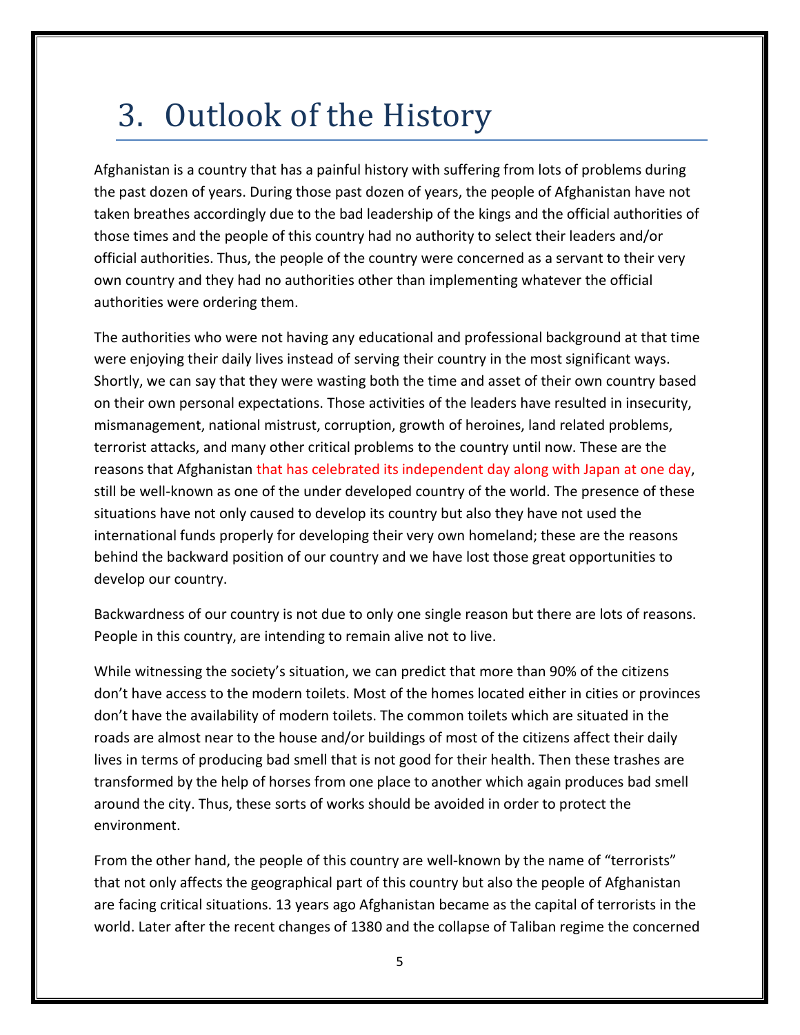# 3. Outlook of the History

Afghanistan is a country that has a painful history with suffering from lots of problems during the past dozen of years. During those past dozen of years, the people of Afghanistan have not taken breathes accordingly due to the bad leadership of the kings and the official authorities of those times and the people of this country had no authority to select their leaders and/or official authorities. Thus, the people of the country were concerned as a servant to their very own country and they had no authorities other than implementing whatever the official authorities were ordering them.

The authorities who were not having any educational and professional background at that time were enjoying their daily lives instead of serving their country in the most significant ways. Shortly, we can say that they were wasting both the time and asset of their own country based on their own personal expectations. Those activities of the leaders have resulted in insecurity, mismanagement, national mistrust, corruption, growth of heroines, land related problems, terrorist attacks, and many other critical problems to the country until now. These are the reasons that Afghanistan that has celebrated its independent day along with Japan at one day, still be well-known as one of the under developed country of the world. The presence of these situations have not only caused to develop its country but also they have not used the international funds properly for developing their very own homeland; these are the reasons behind the backward position of our country and we have lost those great opportunities to develop our country.

Backwardness of our country is not due to only one single reason but there are lots of reasons. People in this country, are intending to remain alive not to live.

While witnessing the society's situation, we can predict that more than 90% of the citizens don't have access to the modern toilets. Most of the homes located either in cities or provinces don't have the availability of modern toilets. The common toilets which are situated in the roads are almost near to the house and/or buildings of most of the citizens affect their daily lives in terms of producing bad smell that is not good for their health. Then these trashes are transformed by the help of horses from one place to another which again produces bad smell around the city. Thus, these sorts of works should be avoided in order to protect the environment.

From the other hand, the people of this country are well-known by the name of "terrorists" that not only affects the geographical part of this country but also the people of Afghanistan are facing critical situations. 13 years ago Afghanistan became as the capital of terrorists in the world. Later after the recent changes of 1380 and the collapse of Taliban regime the concerned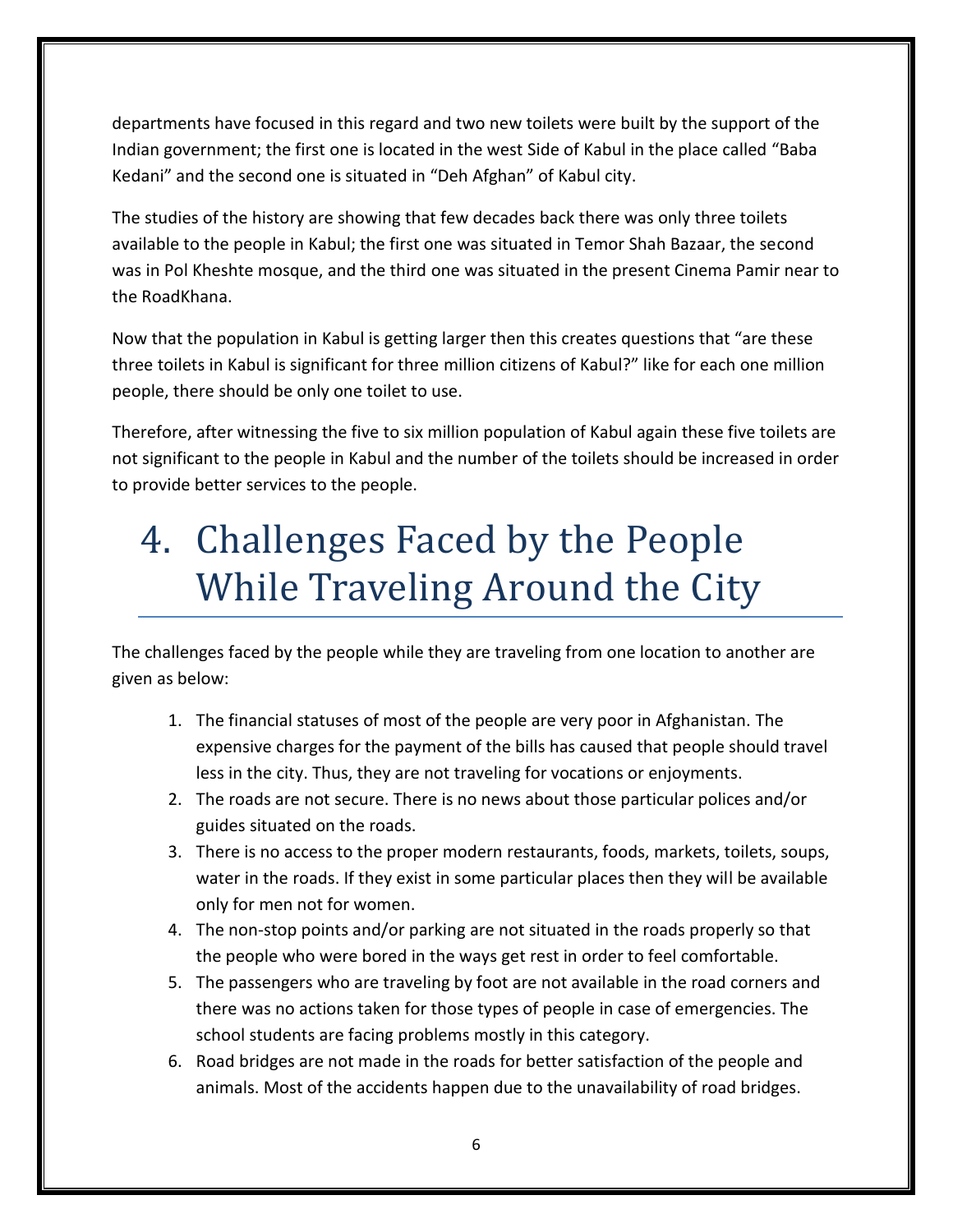departments have focused in this regard and two new toilets were built by the support of the Indian government; the first one is located in the west Side of Kabul in the place called “Baba Kedani” and the second one is situated in “Deh Afghan” of Kabul city.

The studies of the history are showing that few decades back there was only three toilets available to the people in Kabul; the first one was situated in Temor Shah Bazaar, the second was in Pol Kheshte mosque, and the third one was situated in the present Cinema Pamir near to the RoadKhana.

Now that the population in Kabul is getting larger then this creates questions that “are these three toilets in Kabul is significant for three million citizens of Kabul?” like for each one million people, there should be only one toilet to use.

Therefore, after witnessing the five to six million population of Kabul again these five toilets are not significant to the people in Kabul and the number of the toilets should be increased in order to provide better services to the people.

# 4. Challenges Faced by the People While Traveling Around the City

The challenges faced by the people while they are traveling from one location to another are given as below:

1. The financial statuses of most of the people are very poor in Afghanistan. The expensive charges for the payment of the bills has caused that people should travel less in the city. Thus, they are not traveling for vocations or enjoyments.
2. The roads are not secure. There is no news about those particular polices and/or guides situated on the roads.
3. There is no access to the proper modern restaurants, foods, markets, toilets, soups, water in the roads. If they exist in some particular places then they will be available only for men not for women.
4. The non-stop points and/or parking are not situated in the roads properly so that the people who were bored in the ways get rest in order to feel comfortable.
5. The passengers who are traveling by foot are not available in the road corners and there was no actions taken for those types of people in case of emergencies. The school students are facing problems mostly in this category.
6. Road bridges are not made in the roads for better satisfaction of the people and animals. Most of the accidents happen due to the unavailability of road bridges.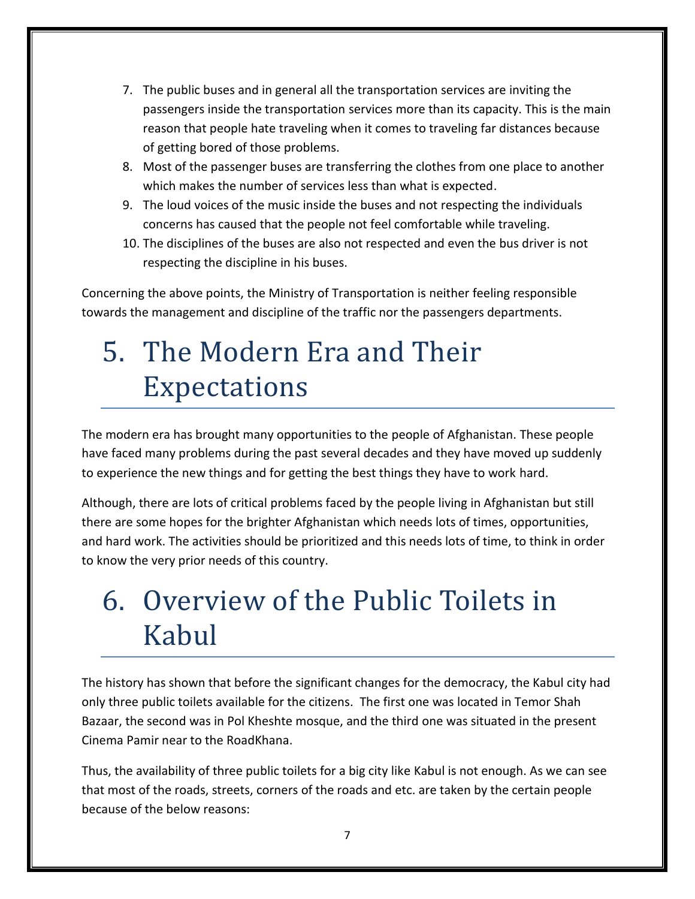7. The public buses and in general all the transportation services are inviting the passengers inside the transportation services more than its capacity. This is the main reason that people hate traveling when it comes to traveling far distances because of getting bored of those problems.
8. Most of the passenger buses are transferring the clothes from one place to another which makes the number of services less than what is expected.
9. The loud voices of the music inside the buses and not respecting the individuals concerns has caused that the people not feel comfortable while traveling.
10. The disciplines of the buses are also not respected and even the bus driver is not respecting the discipline in his buses.

Concerning the above points, the Ministry of Transportation is neither feeling responsible towards the management and discipline of the traffic nor the passengers departments.

# 5. The Modern Era and Their Expectations

The modern era has brought many opportunities to the people of Afghanistan. These people have faced many problems during the past several decades and they have moved up suddenly to experience the new things and for getting the best things they have to work hard.

Although, there are lots of critical problems faced by the people living in Afghanistan but still there are some hopes for the brighter Afghanistan which needs lots of times, opportunities, and hard work. The activities should be prioritized and this needs lots of time, to think in order to know the very prior needs of this country.

# 6. Overview of the Public Toilets in Kabul

The history has shown that before the significant changes for the democracy, the Kabul city had only three public toilets available for the citizens. The first one was located in Temor Shah Bazaar, the second was in Pol Kheshte mosque, and the third one was situated in the present Cinema Pamir near to the RoadKhana.

Thus, the availability of three public toilets for a big city like Kabul is not enough. As we can see that most of the roads, streets, corners of the roads and etc. are taken by the certain people because of the below reasons: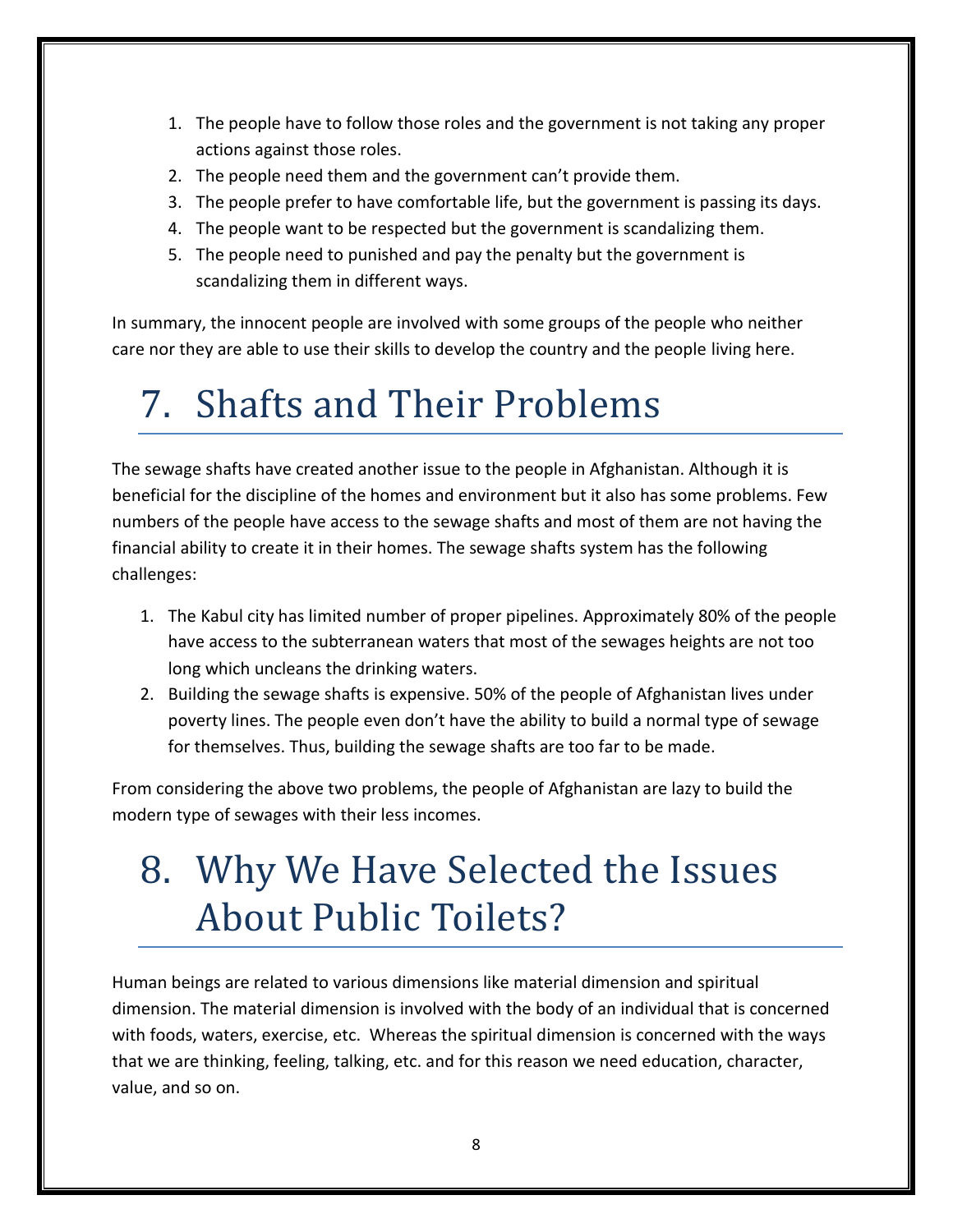1. The people have to follow those roles and the government is not taking any proper actions against those roles.
2. The people need them and the government can't provide them.
3. The people prefer to have comfortable life, but the government is passing its days.
4. The people want to be respected but the government is scandalizing them.
5. The people need to punished and pay the penalty but the government is scandalizing them in different ways.

In summary, the innocent people are involved with some groups of the people who neither care nor they are able to use their skills to develop the country and the people living here.

# 7. Shafts and Their Problems

The sewage shafts have created another issue to the people in Afghanistan. Although it is beneficial for the discipline of the homes and environment but it also has some problems. Few numbers of the people have access to the sewage shafts and most of them are not having the financial ability to create it in their homes. The sewage shafts system has the following challenges:

1. The Kabul city has limited number of proper pipelines. Approximately 80% of the people have access to the subterranean waters that most of the sewages heights are not too long which uncleans the drinking waters.
2. Building the sewage shafts is expensive. 50% of the people of Afghanistan lives under poverty lines. The people even don't have the ability to build a normal type of sewage for themselves. Thus, building the sewage shafts are too far to be made.

From considering the above two problems, the people of Afghanistan are lazy to build the modern type of sewages with their less incomes.

# 8. Why We Have Selected the Issues About Public Toilets?

Human beings are related to various dimensions like material dimension and spiritual dimension. The material dimension is involved with the body of an individual that is concerned with foods, waters, exercise, etc. Whereas the spiritual dimension is concerned with the ways that we are thinking, feeling, talking, etc. and for this reason we need education, character, value, and so on.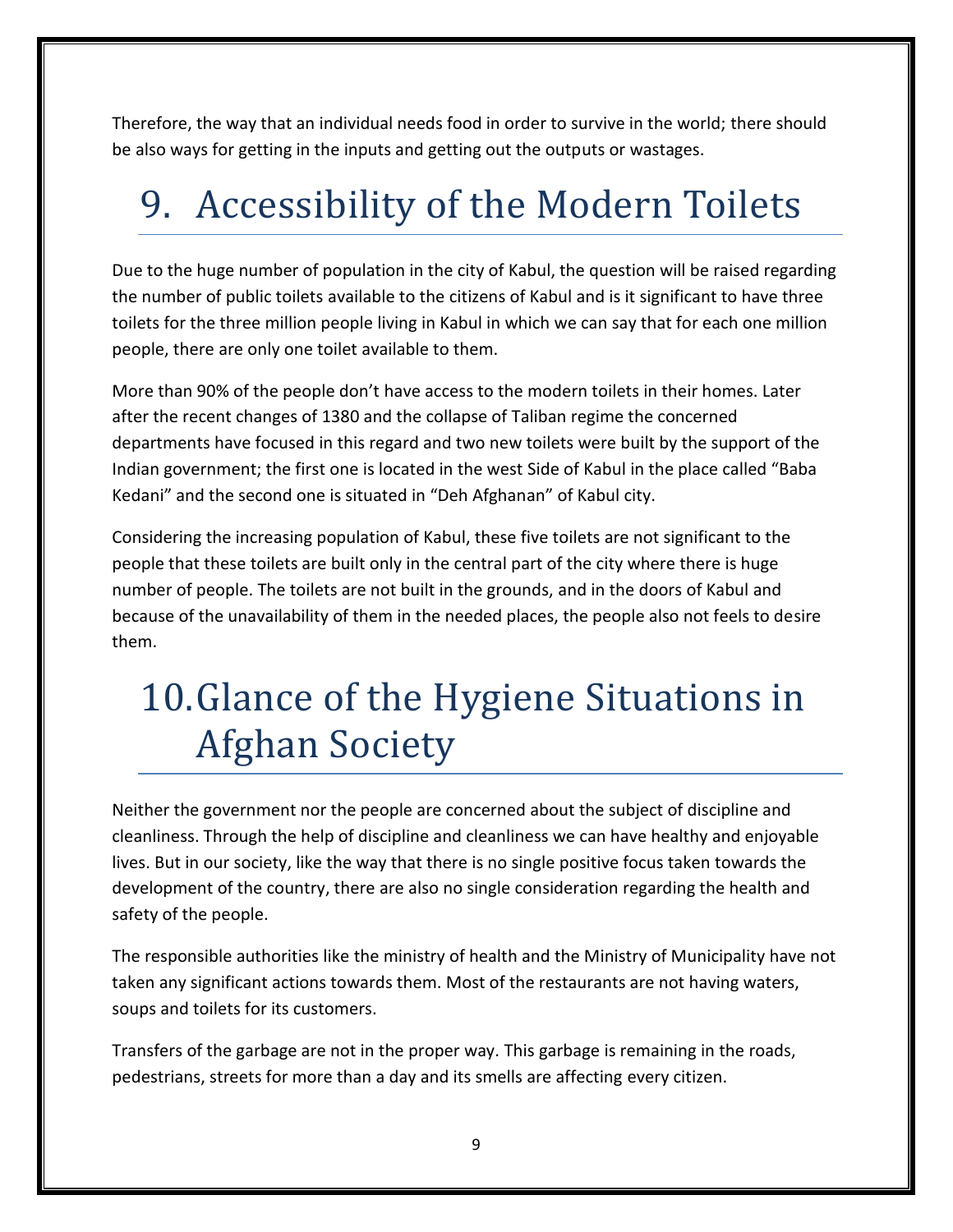Therefore, the way that an individual needs food in order to survive in the world; there should be also ways for getting in the inputs and getting out the outputs or wastages.

# 9. Accessibility of the Modern Toilets

Due to the huge number of population in the city of Kabul, the question will be raised regarding the number of public toilets available to the citizens of Kabul and is it significant to have three toilets for the three million people living in Kabul in which we can say that for each one million people, there are only one toilet available to them.

More than 90% of the people don't have access to the modern toilets in their homes. Later after the recent changes of 1380 and the collapse of Taliban regime the concerned departments have focused in this regard and two new toilets were built by the support of the Indian government; the first one is located in the west Side of Kabul in the place called "Baba Kedani" and the second one is situated in "Deh Afghanan" of Kabul city.

Considering the increasing population of Kabul, these five toilets are not significant to the people that these toilets are built only in the central part of the city where there is huge number of people. The toilets are not built in the grounds, and in the doors of Kabul and because of the unavailability of them in the needed places, the people also not feels to desire them.

# 10. Glance of the Hygiene Situations in Afghan Society

Neither the government nor the people are concerned about the subject of discipline and cleanliness. Through the help of discipline and cleanliness we can have healthy and enjoyable lives. But in our society, like the way that there is no single positive focus taken towards the development of the country, there are also no single consideration regarding the health and safety of the people.

The responsible authorities like the ministry of health and the Ministry of Municipality have not taken any significant actions towards them. Most of the restaurants are not having waters, soups and toilets for its customers.

Transfers of the garbage are not in the proper way. This garbage is remaining in the roads, pedestrians, streets for more than a day and its smells are affecting every citizen.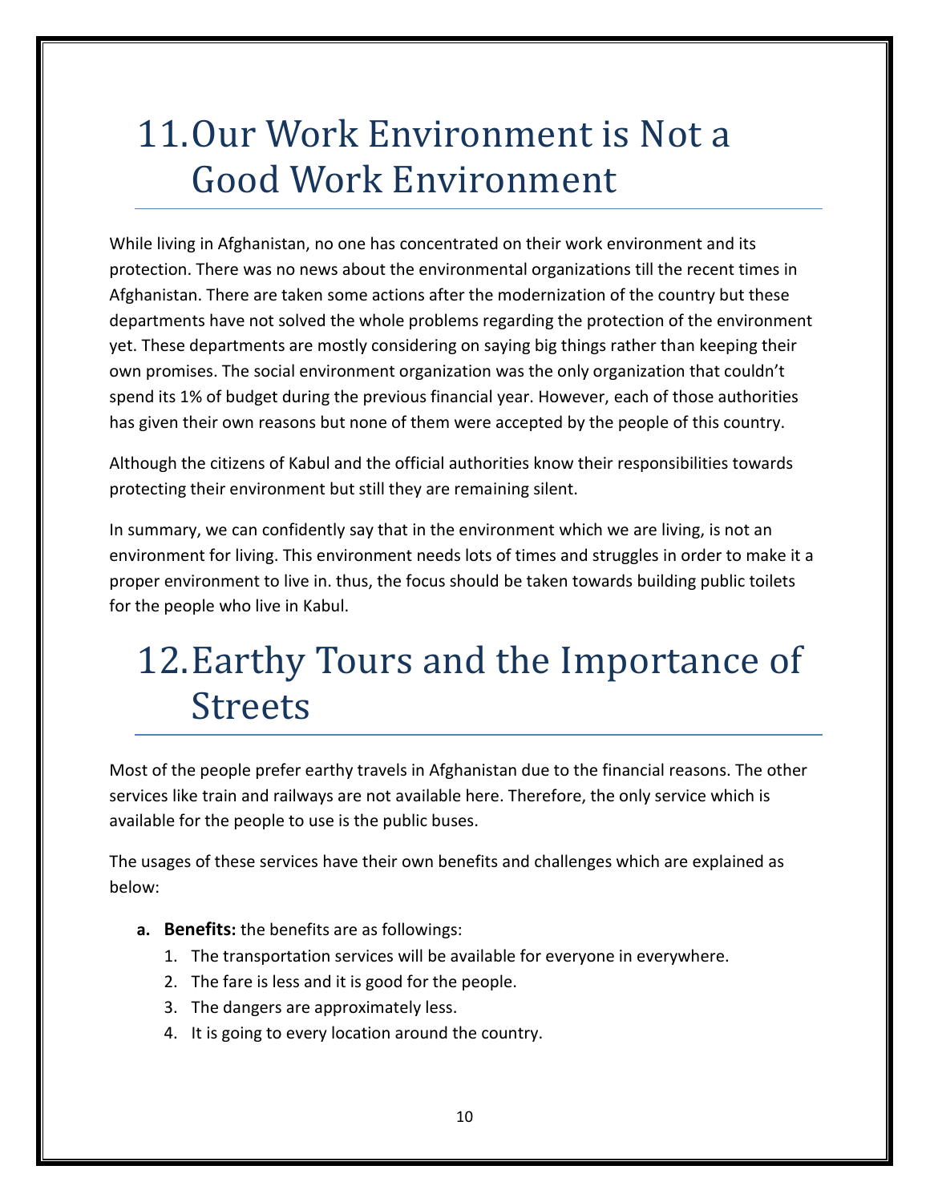# 11. Our Work Environment is Not a Good Work Environment

While living in Afghanistan, no one has concentrated on their work environment and its protection. There was no news about the environmental organizations till the recent times in Afghanistan. There are taken some actions after the modernization of the country but these departments have not solved the whole problems regarding the protection of the environment yet. These departments are mostly considering on saying big things rather than keeping their own promises. The social environment organization was the only organization that couldn't spend its 1% of budget during the previous financial year. However, each of those authorities has given their own reasons but none of them were accepted by the people of this country.

Although the citizens of Kabul and the official authorities know their responsibilities towards protecting their environment but still they are remaining silent.

In summary, we can confidently say that in the environment which we are living, is not an environment for living. This environment needs lots of times and struggles in order to make it a proper environment to live in. thus, the focus should be taken towards building public toilets for the people who live in Kabul.

# 12. Earthy Tours and the Importance of Streets

Most of the people prefer earthy travels in Afghanistan due to the financial reasons. The other services like train and railways are not available here. Therefore, the only service which is available for the people to use is the public buses.

The usages of these services have their own benefits and challenges which are explained as below:

- **a. Benefits:** the benefits are as followings:
  1. The transportation services will be available for everyone in everywhere.
  2. The fare is less and it is good for the people.
  3. The dangers are approximately less.
  4. It is going to every location around the country.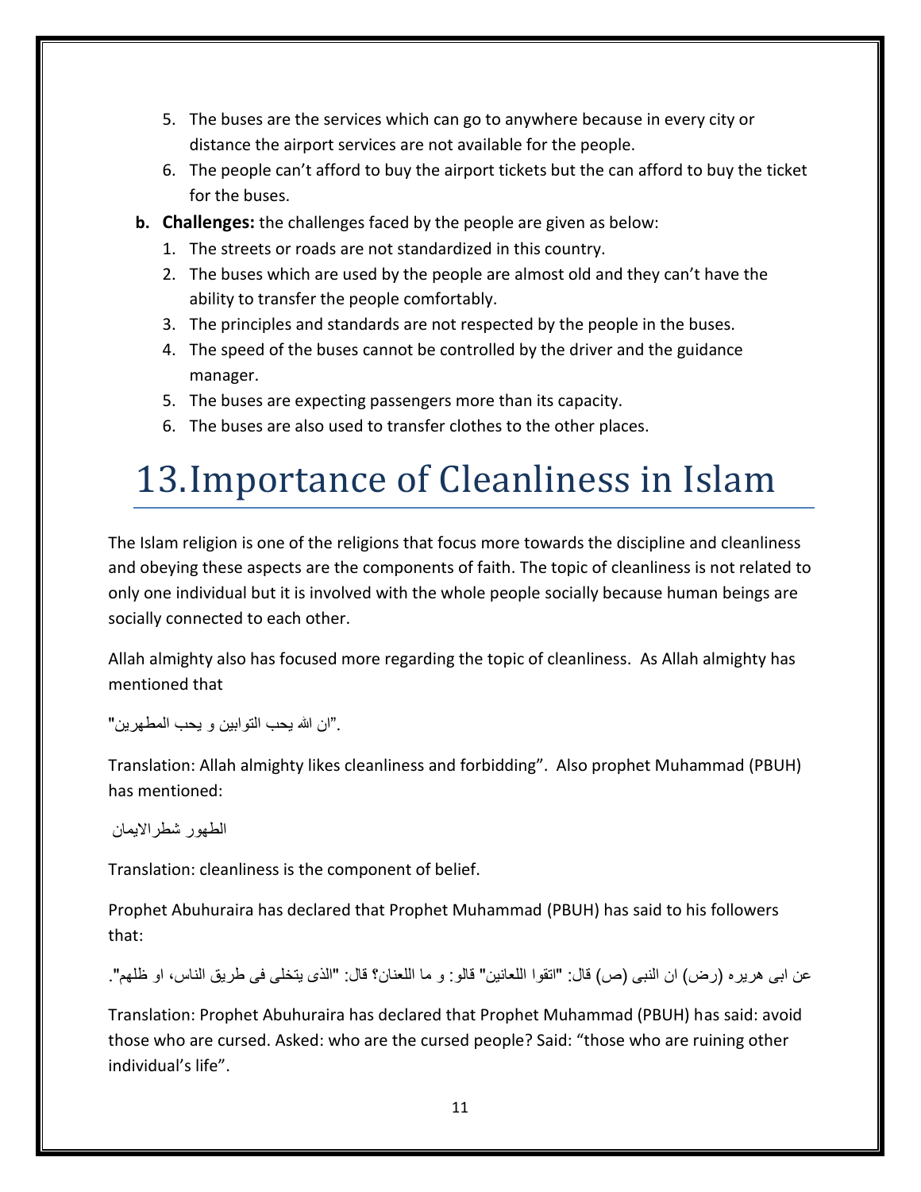5. The buses are the services which can go to anywhere because in every city or distance the airport services are not available for the people.
6. The people can't afford to buy the airport tickets but the can afford to buy the ticket for the buses.

**b. Challenges:** the challenges faced by the people are given as below:

1. The streets or roads are not standardized in this country.
2. The buses which are used by the people are almost old and they can't have the ability to transfer the people comfortably.
3. The principles and standards are not respected by the people in the buses.
4. The speed of the buses cannot be controlled by the driver and the guidance manager.
5. The buses are expecting passengers more than its capacity.
6. The buses are also used to transfer clothes to the other places.

# 13.Importance of Cleanliness in Islam

The Islam religion is one of the religions that focus more towards the discipline and cleanliness and obeying these aspects are the components of faith. The topic of cleanliness is not related to only one individual but it is involved with the whole people socially because human beings are socially connected to each other.

Allah almighty also has focused more regarding the topic of cleanliness. As Allah almighty has mentioned that

"ان الله یحب التوابین و یحب المطهرین".

Translation: Allah almighty likes cleanliness and forbidding". Also prophet Muhammad (PBUH) has mentioned:

الطهور شطرالایمان

Translation: cleanliness is the component of belief.

Prophet Abuhuraira has declared that Prophet Muhammad (PBUH) has said to his followers that:

عن ابی هریره (رض) ان النبی (ص) قال: "اتقوا اللعانین" قالو: و ما اللعنان؟ قال: "الذی یتخلی فی طریق الناس، او ظلهم".

Translation: Prophet Abuhuraira has declared that Prophet Muhammad (PBUH) has said: avoid those who are cursed. Asked: who are the cursed people? Said: "those who are ruining other individual's life".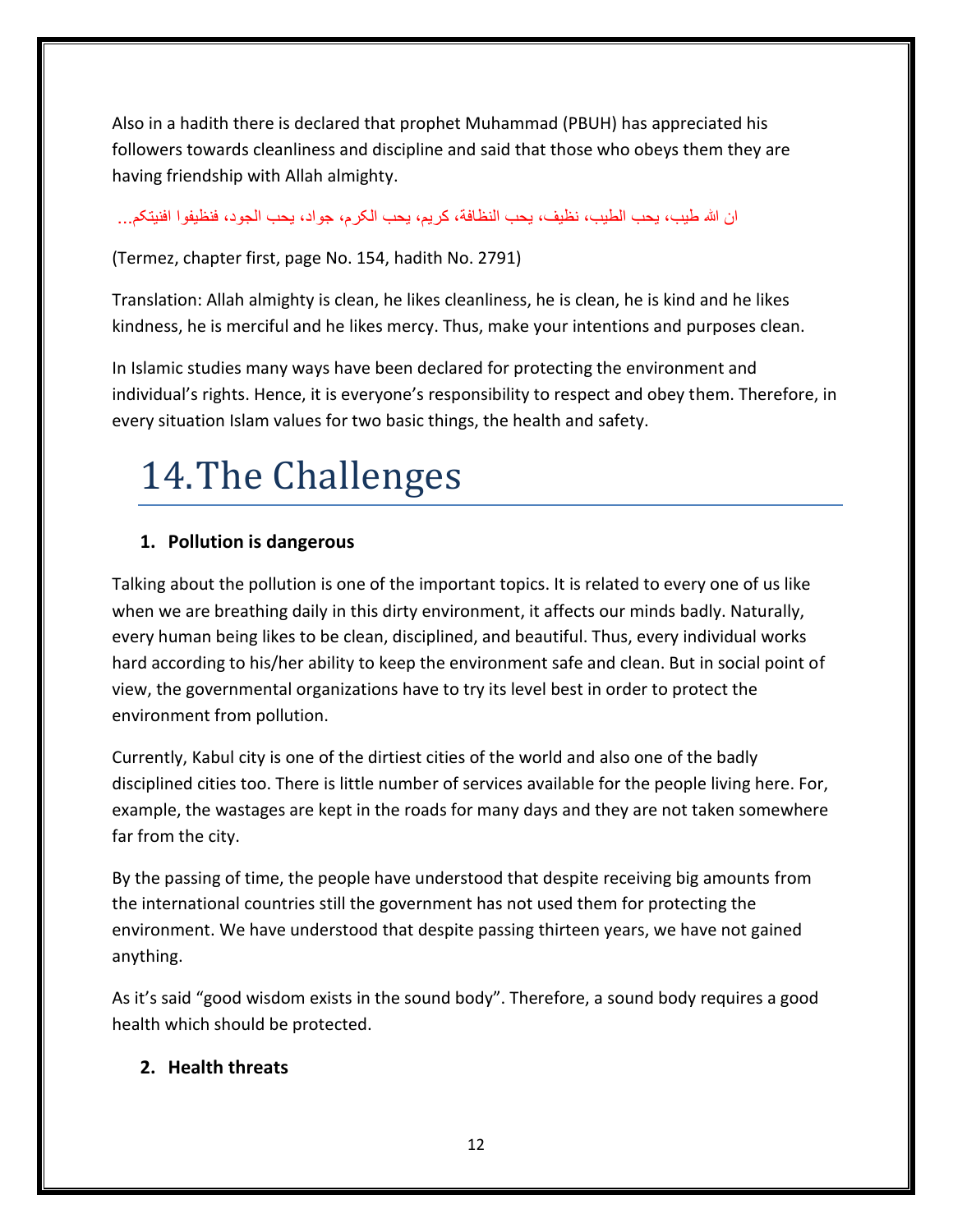Also in a hadith there is declared that prophet Muhammad (PBUH) has appreciated his followers towards cleanliness and discipline and said that those who obeys them they are having friendship with Allah almighty.

ان الله طيب، يحب الطيب، نظيف، يحب النظافة، كريم، يحب الكرم، جواد، يحب الجود، فنظيفوا افنيتكم...

(Termez, chapter first, page No. 154, hadith No. 2791)

Translation: Allah almighty is clean, he likes cleanliness, he is clean, he is kind and he likes kindness, he is merciful and he likes mercy. Thus, make your intentions and purposes clean.

In Islamic studies many ways have been declared for protecting the environment and individual's rights. Hence, it is everyone's responsibility to respect and obey them. Therefore, in every situation Islam values for two basic things, the health and safety.

# 14. The Challenges

### 1. Pollution is dangerous

Talking about the pollution is one of the important topics. It is related to every one of us like when we are breathing daily in this dirty environment, it affects our minds badly. Naturally, every human being likes to be clean, disciplined, and beautiful. Thus, every individual works hard according to his/her ability to keep the environment safe and clean. But in social point of view, the governmental organizations have to try its level best in order to protect the environment from pollution.

Currently, Kabul city is one of the dirtiest cities of the world and also one of the badly disciplined cities too. There is little number of services available for the people living here. For, example, the wastages are kept in the roads for many days and they are not taken somewhere far from the city.

By the passing of time, the people have understood that despite receiving big amounts from the international countries still the government has not used them for protecting the environment. We have understood that despite passing thirteen years, we have not gained anything.

As it's said "good wisdom exists in the sound body". Therefore, a sound body requires a good health which should be protected.

### 2. Health threats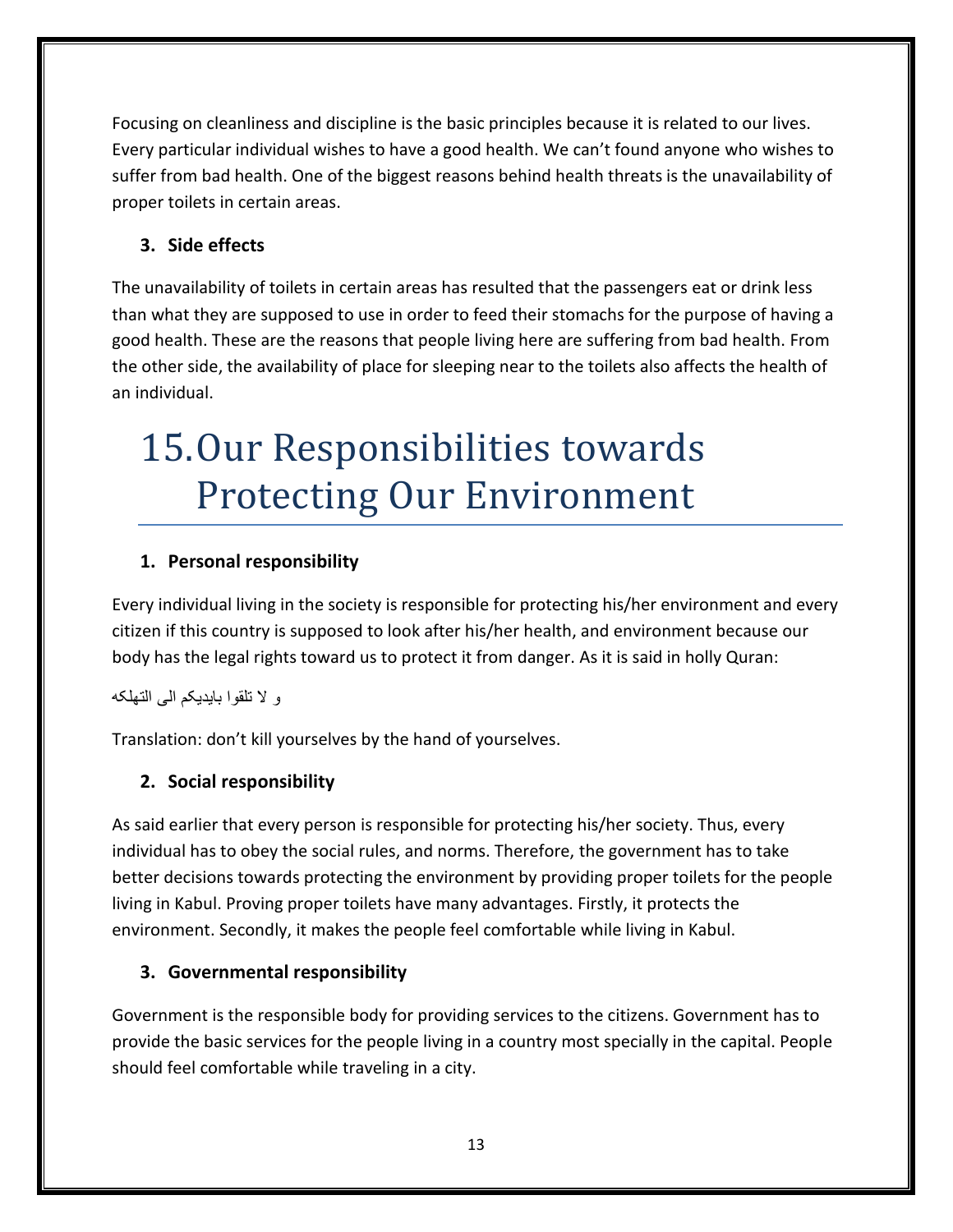Focusing on cleanliness and discipline is the basic principles because it is related to our lives. Every particular individual wishes to have a good health. We can't found anyone who wishes to suffer from bad health. One of the biggest reasons behind health threats is the unavailability of proper toilets in certain areas.

### 3. Side effects

The unavailability of toilets in certain areas has resulted that the passengers eat or drink less than what they are supposed to use in order to feed their stomachs for the purpose of having a good health. These are the reasons that people living here are suffering from bad health. From the other side, the availability of place for sleeping near to the toilets also affects the health of an individual.

# 15. Our Responsibilities towards Protecting Our Environment

### 1. Personal responsibility

Every individual living in the society is responsible for protecting his/her environment and every citizen if this country is supposed to look after his/her health, and environment because our body has the legal rights toward us to protect it from danger. As it is said in holly Quran:

و لا تلقوا بایدیکم الی التهلکه

Translation: don't kill yourselves by the hand of yourselves.

### 2. Social responsibility

As said earlier that every person is responsible for protecting his/her society. Thus, every individual has to obey the social rules, and norms. Therefore, the government has to take better decisions towards protecting the environment by providing proper toilets for the people living in Kabul. Proving proper toilets have many advantages. Firstly, it protects the environment. Secondly, it makes the people feel comfortable while living in Kabul.

### 3. Governmental responsibility

Government is the responsible body for providing services to the citizens. Government has to provide the basic services for the people living in a country most specially in the capital. People should feel comfortable while traveling in a city.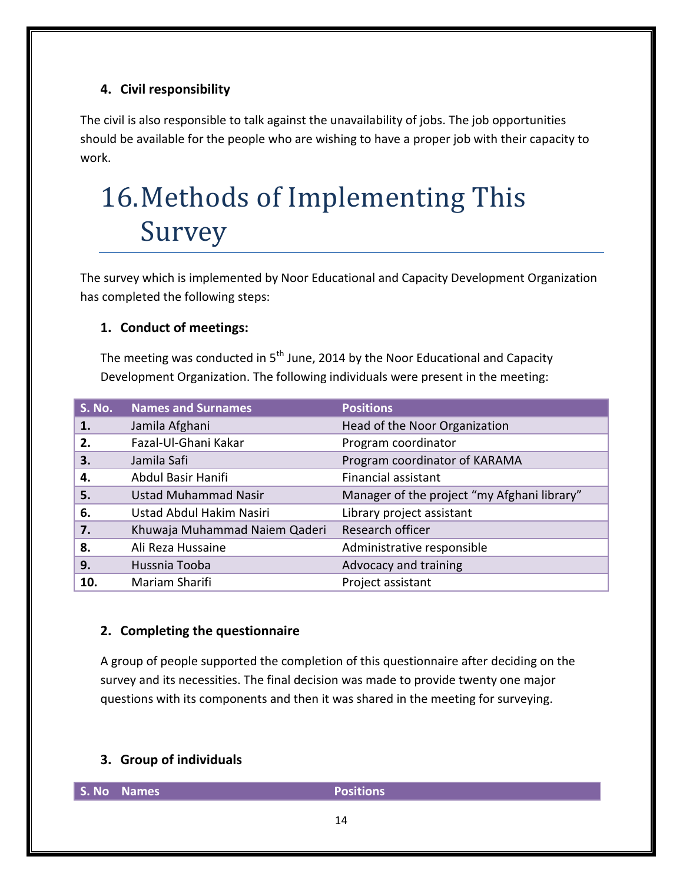### 4. Civil responsibility

The civil is also responsible to talk against the unavailability of jobs. The job opportunities should be available for the people who are wishing to have a proper job with their capacity to work.

# 16. Methods of Implementing This Survey

The survey which is implemented by Noor Educational and Capacity Development Organization has completed the following steps:

### 1. Conduct of meetings:

The meeting was conducted in 5th June, 2014 by the Noor Educational and Capacity Development Organization. The following individuals were present in the meeting:

| S. No. | Names and Surnames | Positions |
|---|---|---|
| 1. | Jamila Afghani | Head of the Noor Organization |
| 2. | Fazal-Ul-Ghani Kakar | Program coordinator |
| 3. | Jamila Safi | Program coordinator of KARAMA |
| 4. | Abdul Basir Hanifi | Financial assistant |
| 5. | Ustad Muhammad Nasir | Manager of the project "my Afghani library" |
| 6. | Ustad Abdul Hakim Nasiri | Library project assistant |
| 7. | Khuwaja Muhammad Naiem Qaderi | Research officer |
| 8. | Ali Reza Hussaine | Administrative responsible |
| 9. | Hussnia Tooba | Advocacy and training |
| 10. | Mariam Sharifi | Project assistant |

### 2. Completing the questionnaire

A group of people supported the completion of this questionnaire after deciding on the survey and its necessities. The final decision was made to provide twenty one major questions with its components and then it was shared in the meeting for surveying.

### 3. Group of individuals

| S. No | Names | Positions |
|---|---|---|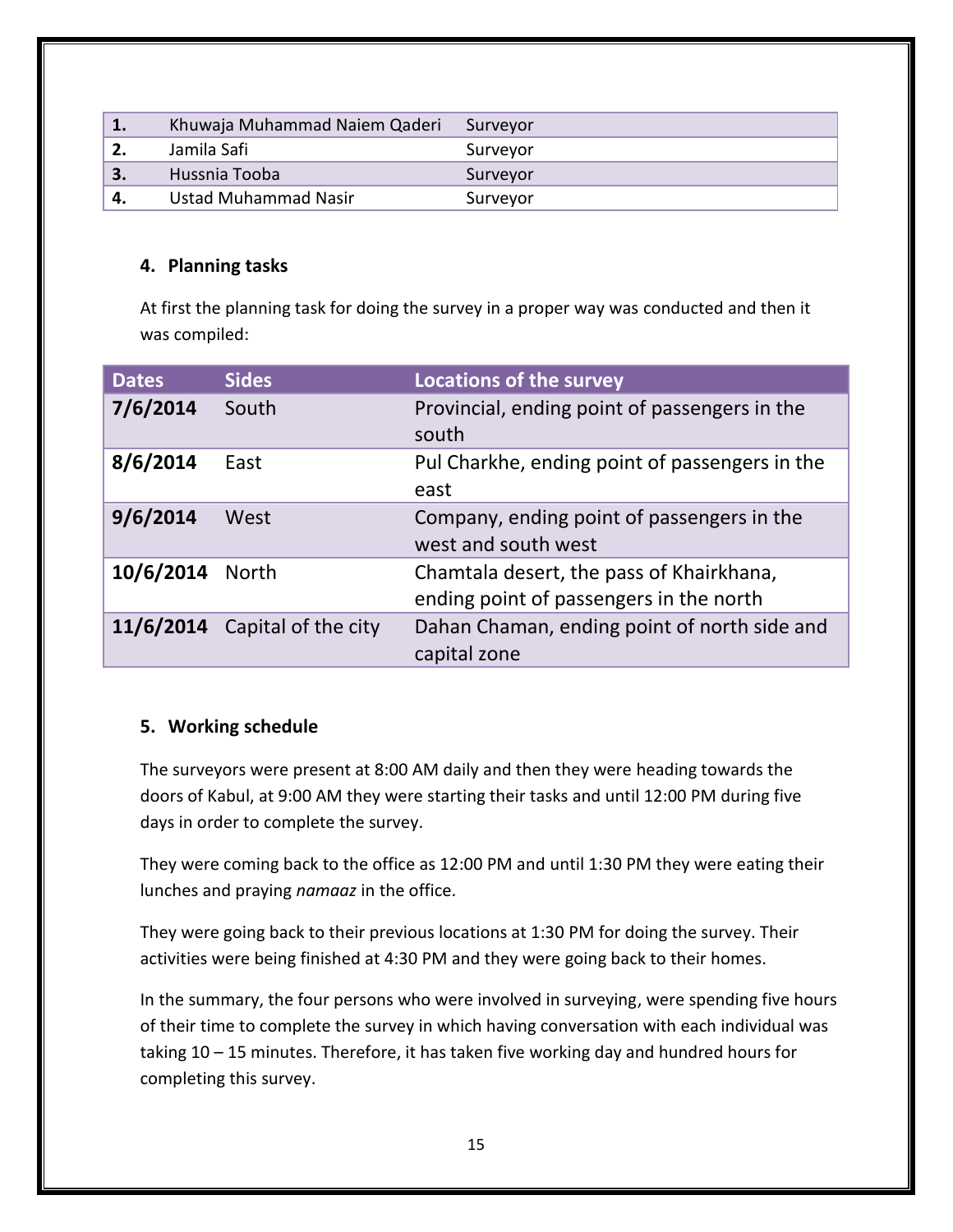| 1. | Khuwaja Muhammad Naiem Qaderi | Surveyor |
|---|---|---|
| 2. | Jamila Safi | Surveyor |
| 3. | Hussnia Tooba | Surveyor |
| 4. | Ustad Muhammad Nasir | Surveyor |

## 4. Planning tasks

At first the planning task for doing the survey in a proper way was conducted and then it was compiled:

| Dates | Sides | Locations of the survey |
|---|---|---|
| **7/6/2014** | South | Provincial, ending point of passengers in the south |
| **8/6/2014** | East | Pul Charkhe, ending point of passengers in the east |
| **9/6/2014** | West | Company, ending point of passengers in the west and south west |
| **10/6/2014** | North | Chamtala desert, the pass of Khairkhana, ending point of passengers in the north |
| **11/6/2014** | Capital of the city | Dahan Chaman, ending point of north side and capital zone |

## 5. Working schedule

The surveyors were present at 8:00 AM daily and then they were heading towards the doors of Kabul, at 9:00 AM they were starting their tasks and until 12:00 PM during five days in order to complete the survey.

They were coming back to the office as 12:00 PM and until 1:30 PM they were eating their lunches and praying *namaaz* in the office.

They were going back to their previous locations at 1:30 PM for doing the survey. Their activities were being finished at 4:30 PM and they were going back to their homes.

In the summary, the four persons who were involved in surveying, were spending five hours of their time to complete the survey in which having conversation with each individual was taking 10 – 15 minutes. Therefore, it has taken five working day and hundred hours for completing this survey.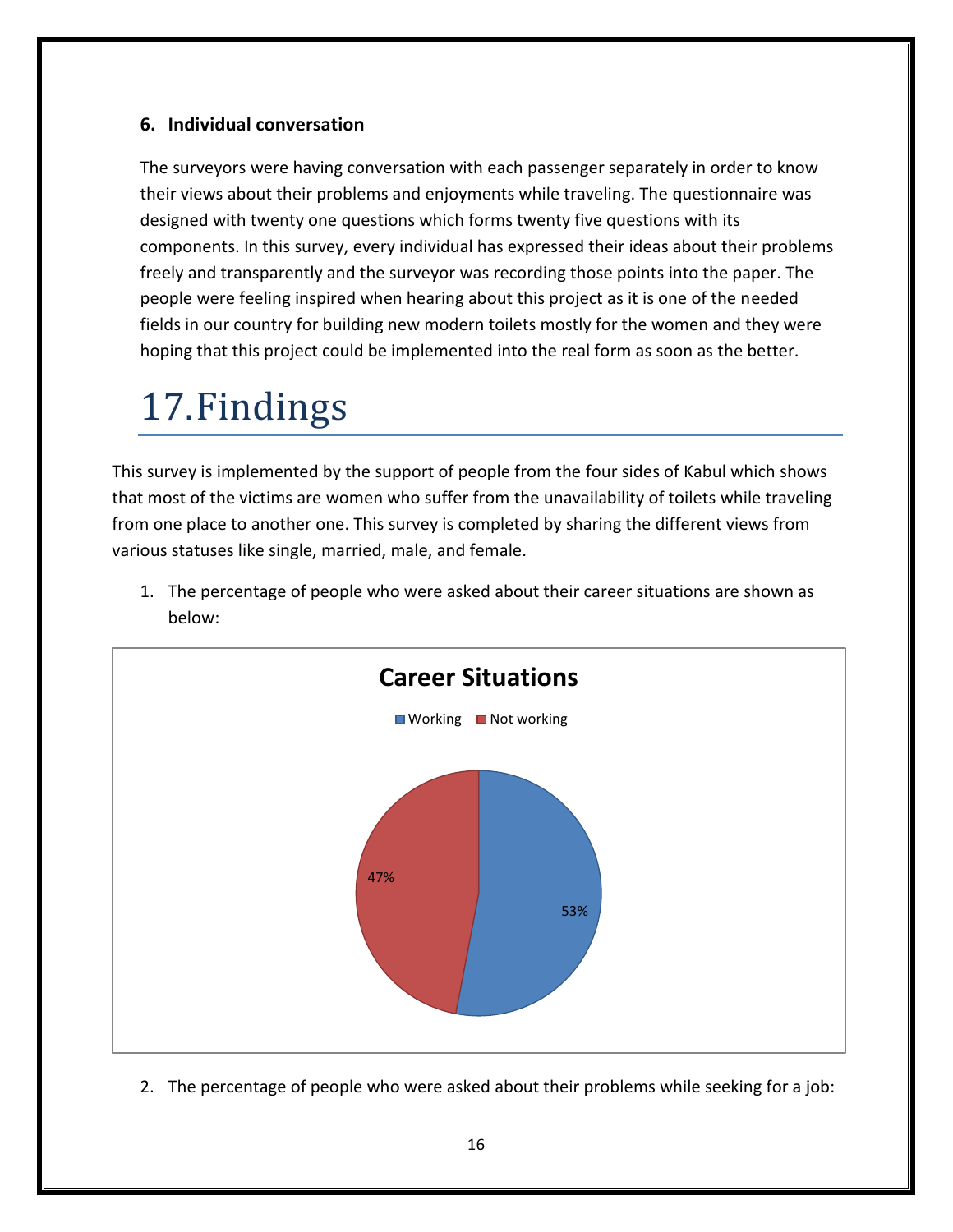**6. Individual conversation**

The surveyors were having conversation with each passenger separately in order to know their views about their problems and enjoyments while traveling. The questionnaire was designed with twenty one questions which forms twenty five questions with its components. In this survey, every individual has expressed their ideas about their problems freely and transparently and the surveyor was recording those points into the paper. The people were feeling inspired when hearing about this project as it is one of the needed fields in our country for building new modern toilets mostly for the women and they were hoping that this project could be implemented into the real form as soon as the better.

# 17.Findings

This survey is implemented by the support of people from the four sides of Kabul which shows that most of the victims are women who suffer from the unavailability of toilets while traveling from one place to another one. This survey is completed by sharing the different views from various statuses like single, married, male, and female.

1. The percentage of people who were asked about their career situations are shown as below:

**Career Situations**

| Working | Not working |
| --- | --- |
| 53% | 47% |

2. The percentage of people who were asked about their problems while seeking for a job: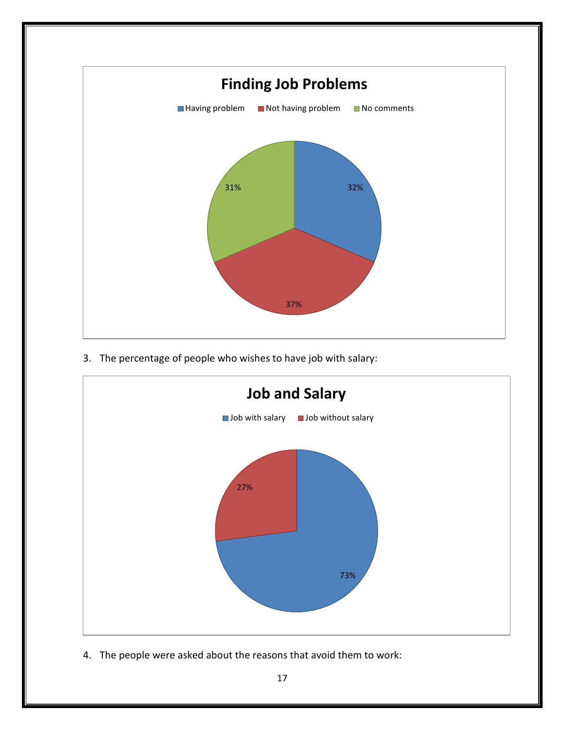**Finding Job Problems**

| Category | Percentage |
|---|---|
| Having problem | 32% |
| Not having problem | 37% |
| No comments | 31% |

3. The percentage of people who wishes to have job with salary:

**Job and Salary**

| Category | Percentage |
|---|---|
| Job with salary | 73% |
| Job without salary | 27% |

4. The people were asked about the reasons that avoid them to work: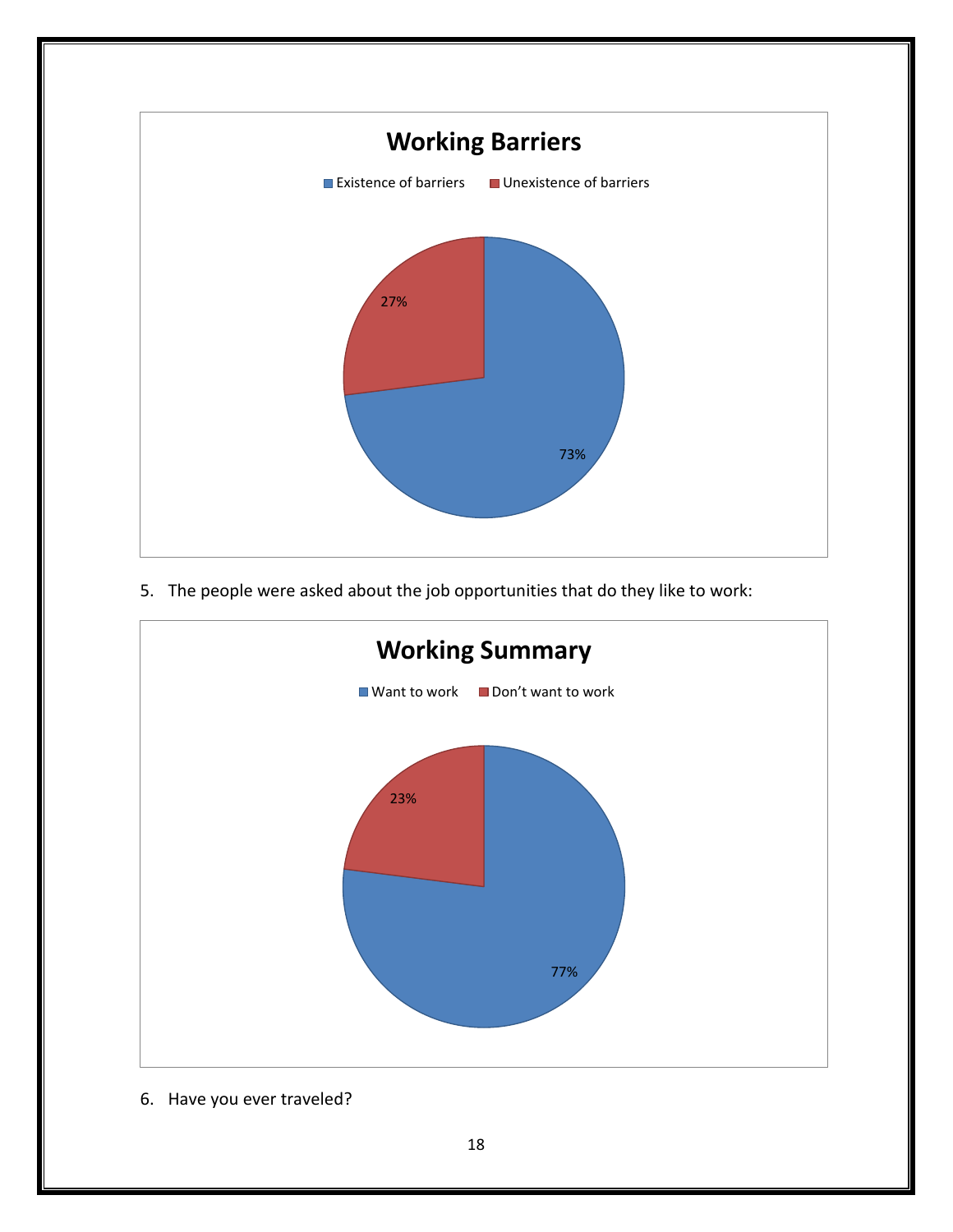**Working Barriers**

- Existence of barriers: 73%
- Unexistence of barriers: 27%

5. The people were asked about the job opportunities that do they like to work:

**Working Summary**

- Want to work: 77%
- Don't want to work: 23%

6. Have you ever traveled?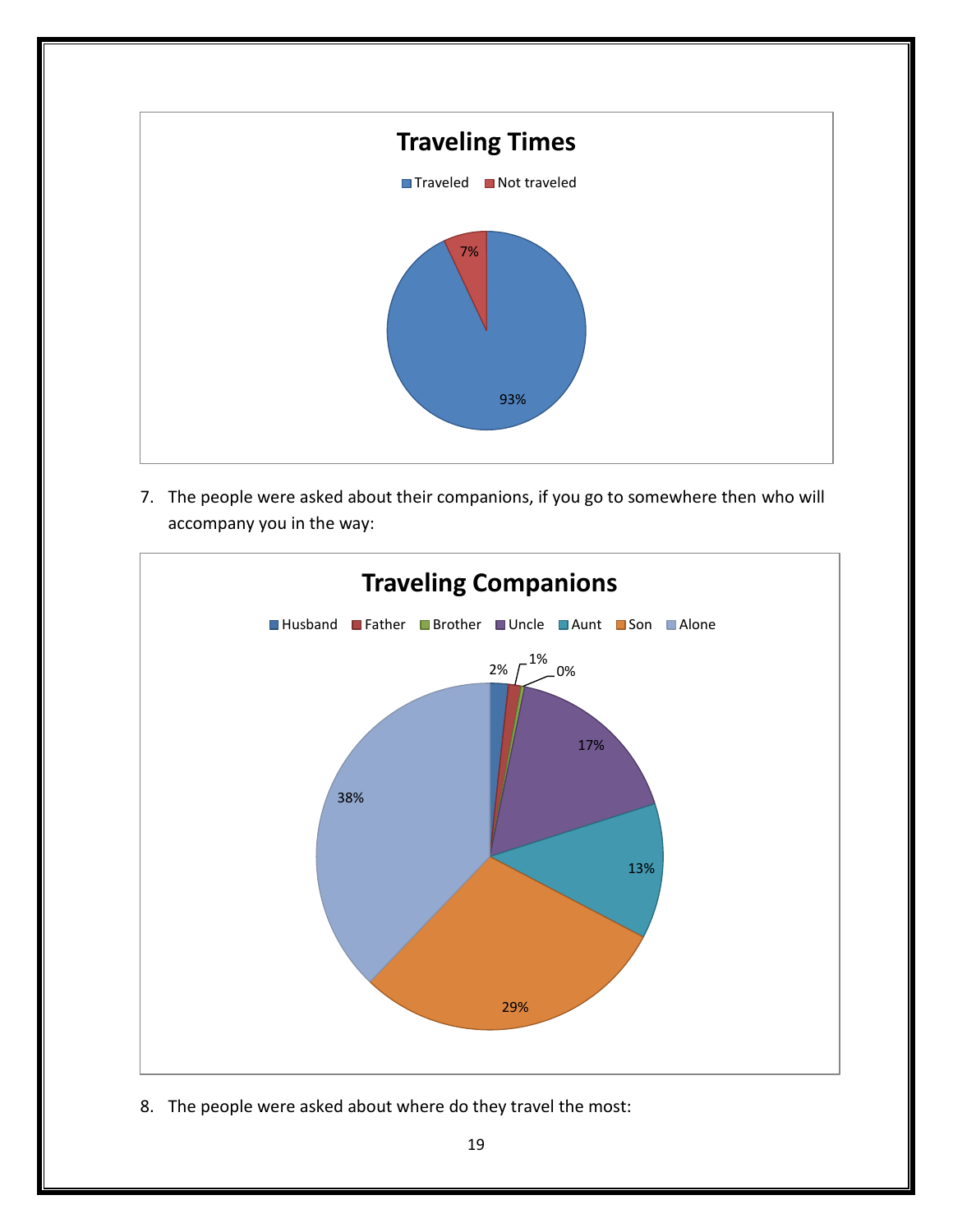**Traveling Times**

- Traveled: 93%
- Not traveled: 7%

7. The people were asked about their companions, if you go to somewhere then who will accompany you in the way:

**Traveling Companions**

- Husband: 2%
- Father: 1%
- Brother: 0%
- Uncle: 17%
- Aunt: 13%
- Son: 29%
- Alone: 38%

8. The people were asked about where do they travel the most: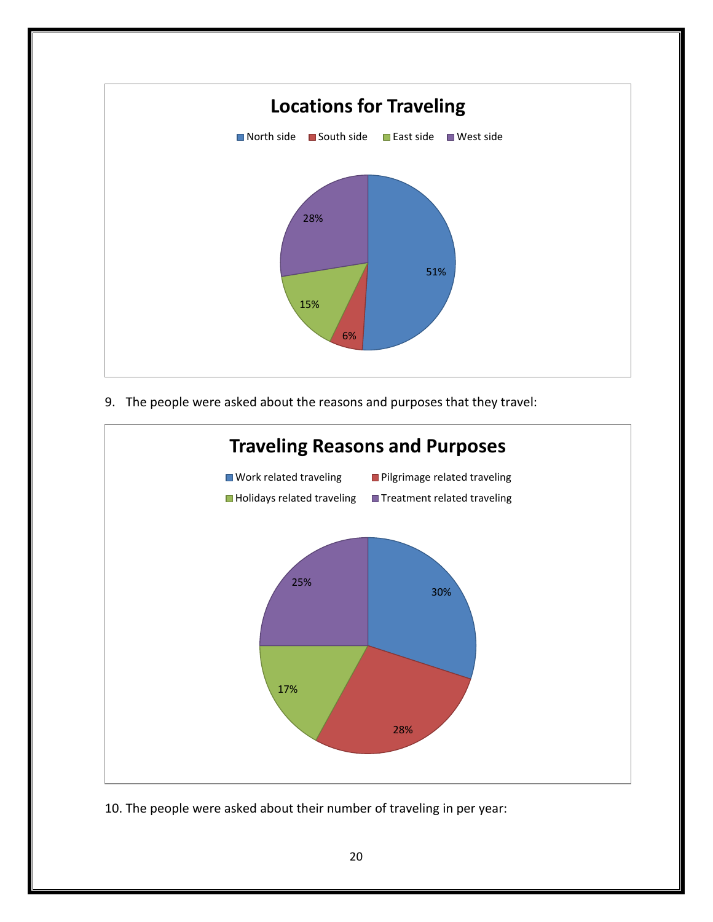**Locations for Traveling**

| Location | Percentage |
|---|---|
| North side | 51% |
| South side | 6% |
| East side | 15% |
| West side | 28% |

9. The people were asked about the reasons and purposes that they travel:

**Traveling Reasons and Purposes**

| Reason | Percentage |
|---|---|
| Work related traveling | 30% |
| Pilgrimage related traveling | 28% |
| Holidays related traveling | 17% |
| Treatment related traveling | 25% |

10. The people were asked about their number of traveling in per year: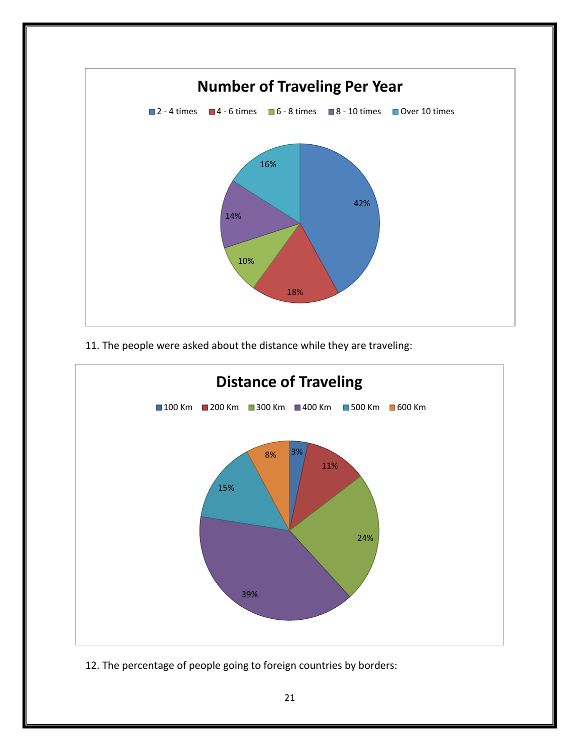**Number of Traveling Per Year**

| Number of Traveling Per Year | Percentage |
|---|---|
| 2 - 4 times | 42% |
| 4 - 6 times | 18% |
| 6 - 8 times | 10% |
| 8 - 10 times | 14% |
| Over 10 times | 16% |

11. The people were asked about the distance while they are traveling:

**Distance of Traveling**

| Distance of Traveling | Percentage |
|---|---|
| 100 Km | 3% |
| 200 Km | 11% |
| 300 Km | 24% |
| 400 Km | 39% |
| 500 Km | 15% |
| 600 Km | 8% |

12. The percentage of people going to foreign countries by borders: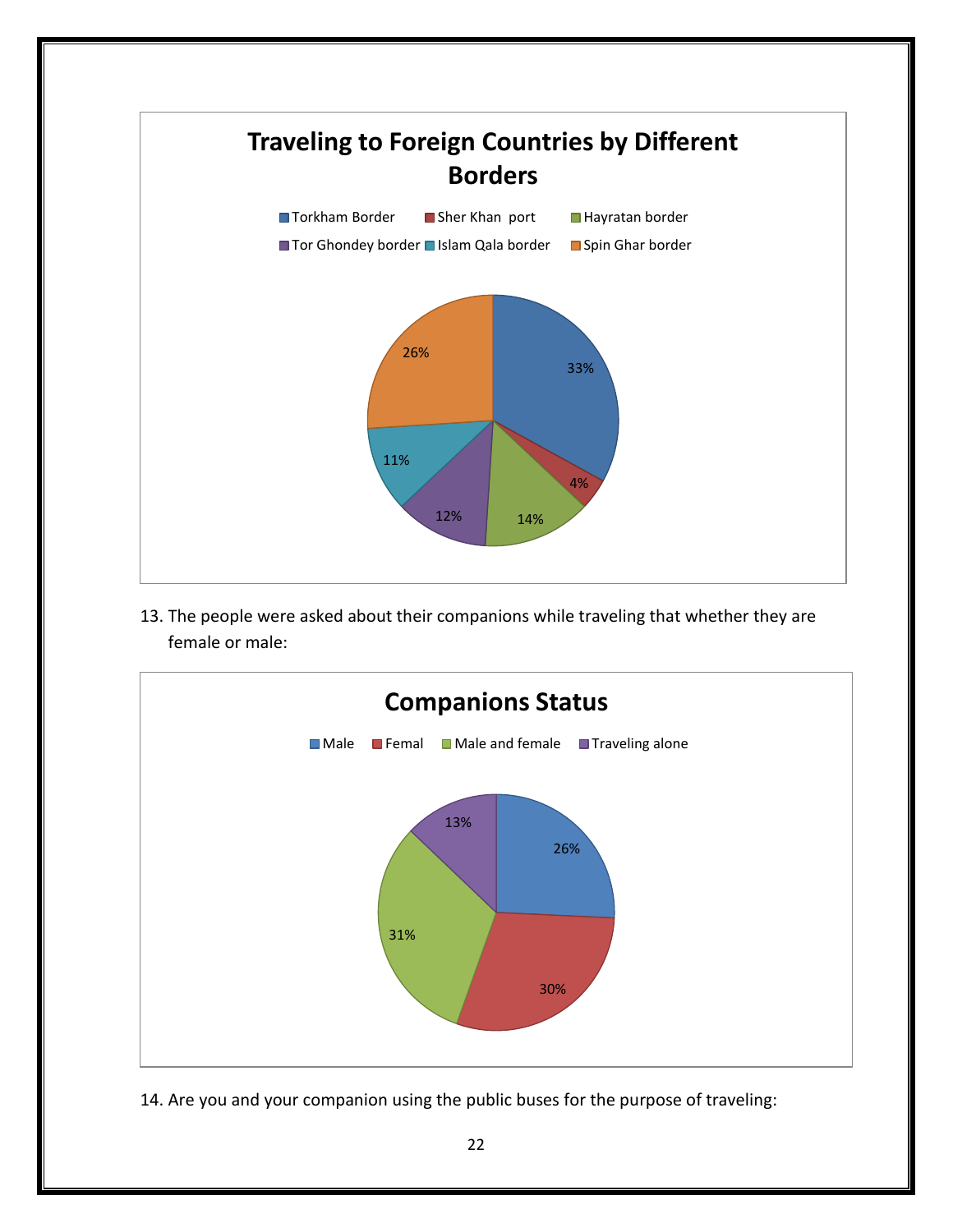**Traveling to Foreign Countries by Different Borders**

| Border | Percentage |
|---|---|
| Torkham Border | 33% |
| Sher Khan port | 4% |
| Hayratan border | 14% |
| Tor Ghondey border | 12% |
| Islam Qala border | 11% |
| Spin Ghar border | 26% |

13. The people were asked about their companions while traveling that whether they are female or male:

**Companions Status**

| Companion | Percentage |
|---|---|
| Male | 26% |
| Femal | 30% |
| Male and female | 31% |
| Traveling alone | 13% |

14. Are you and your companion using the public buses for the purpose of traveling: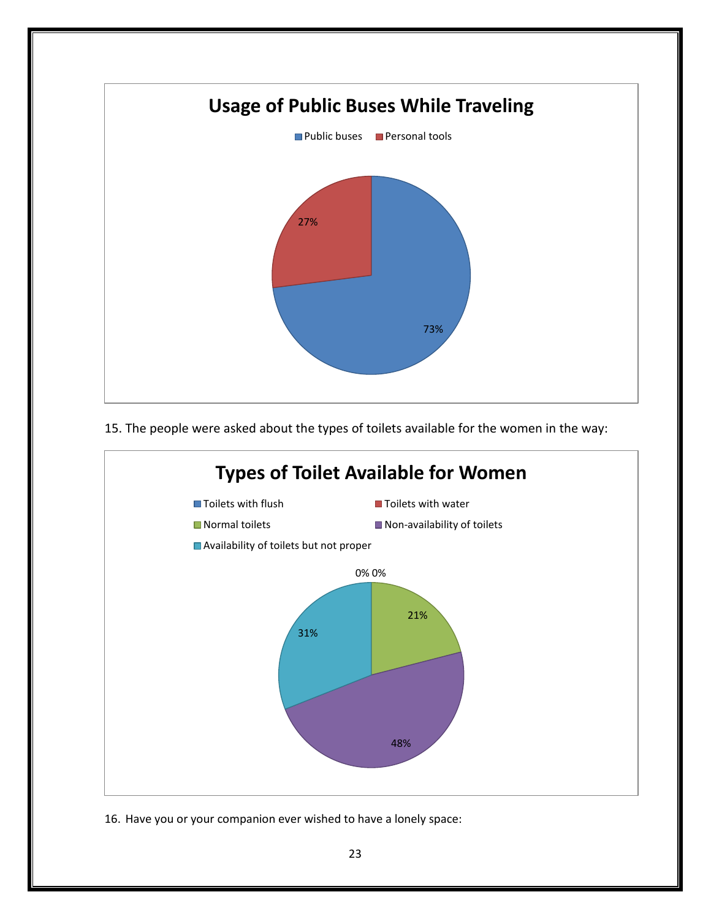**Usage of Public Buses While Traveling**

| Category | Percentage |
| --- | --- |
| Public buses | 73% |
| Personal tools | 27% |

15. The people were asked about the types of toilets available for the women in the way:

**Types of Toilet Available for Women**

| Category | Percentage |
| --- | --- |
| Toilets with flush | 0% |
| Toilets with water | 0% |
| Normal toilets | 21% |
| Non-availability of toilets | 48% |
| Availability of toilets but not proper | 31% |

16. Have you or your companion ever wished to have a lonely space: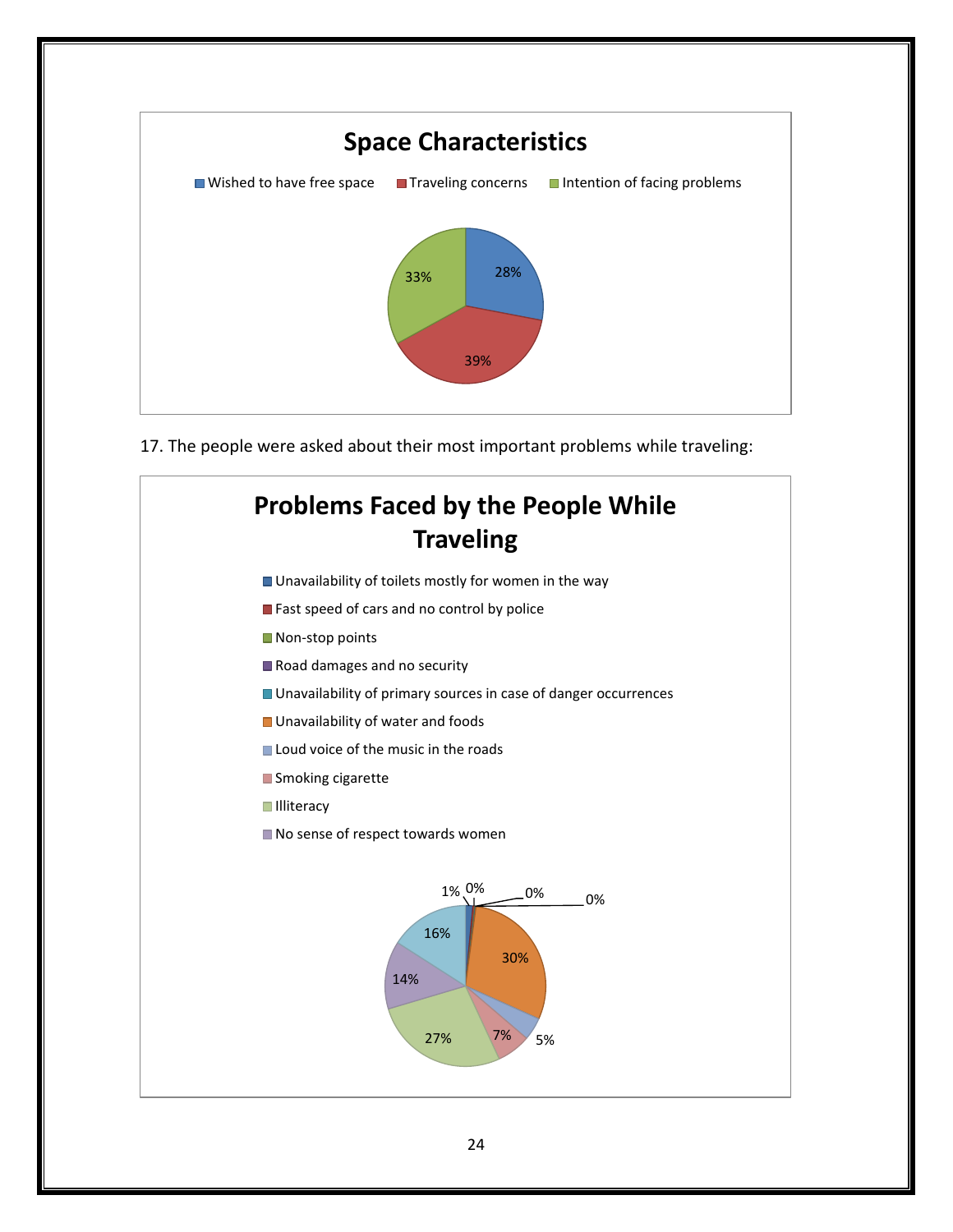**Space Characteristics**

| Category | Percentage |
| --- | --- |
| Wished to have free space | 28% |
| Traveling concerns | 39% |
| Intention of facing problems | 33% |

17. The people were asked about their most important problems while traveling:

**Problems Faced by the People While Traveling**

- Unavailability of toilets mostly for women in the way
- Fast speed of cars and no control by police
- Non-stop points
- Road damages and no security
- Unavailability of primary sources in case of danger occurrences
- Unavailability of water and foods
- Loud voice of the music in the roads
- Smoking cigarette
- Illiteracy
- No sense of respect towards women

Chart values: 1%, 0%, 0%, 0%, 30%, 5%, 7%, 27%, 14%, 16%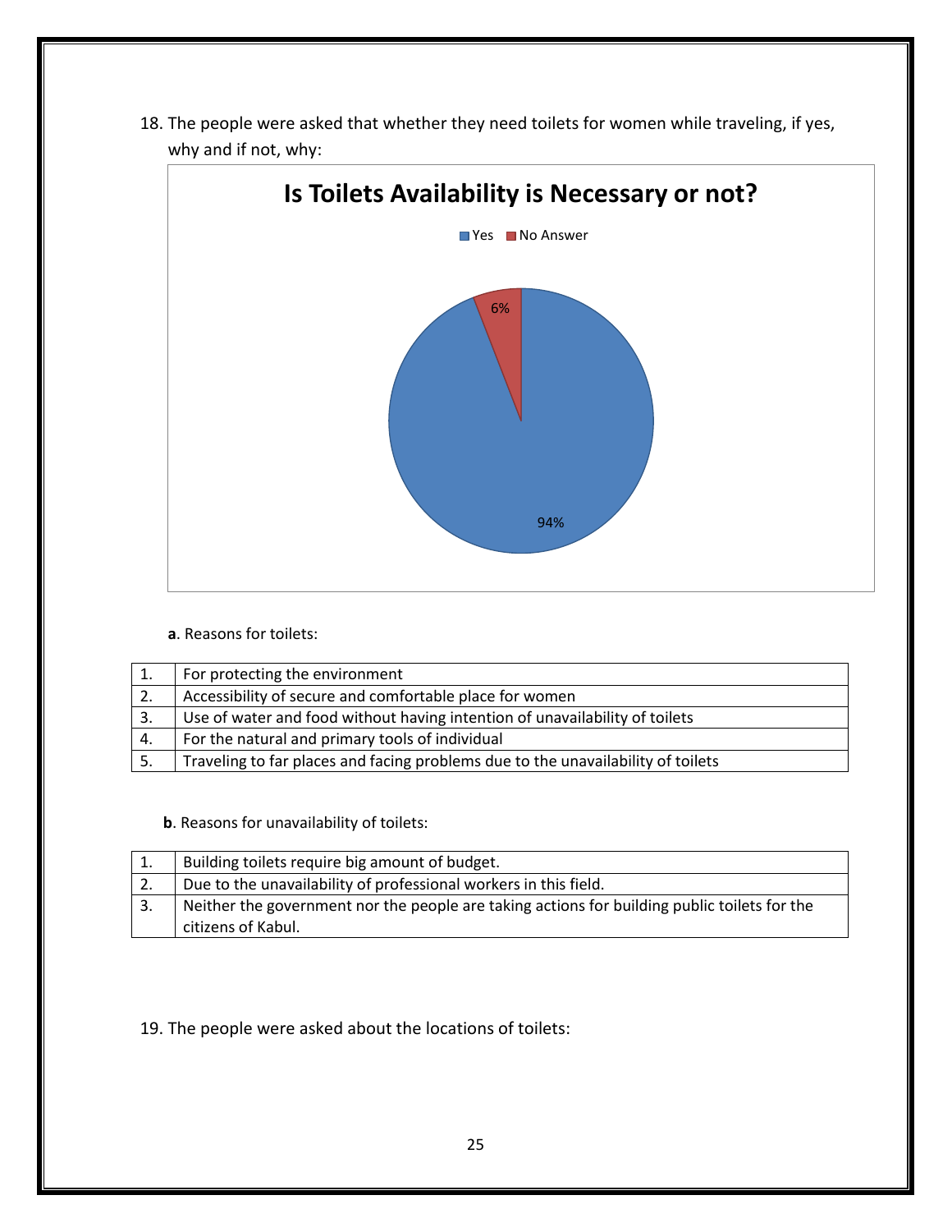18. The people were asked that whether they need toilets for women while traveling, if yes, why and if not, why:

**Is Toilets Availability is Necessary or not?**

Yes: 94%
No Answer: 6%

**a**. Reasons for toilets:

| | |
|---|---|
| 1. | For protecting the environment |
| 2. | Accessibility of secure and comfortable place for women |
| 3. | Use of water and food without having intention of unavailability of toilets |
| 4. | For the natural and primary tools of individual |
| 5. | Traveling to far places and facing problems due to the unavailability of toilets |

**b**. Reasons for unavailability of toilets:

| | |
|---|---|
| 1. | Building toilets require big amount of budget. |
| 2. | Due to the unavailability of professional workers in this field. |
| 3. | Neither the government nor the people are taking actions for building public toilets for the citizens of Kabul. |

19. The people were asked about the locations of toilets: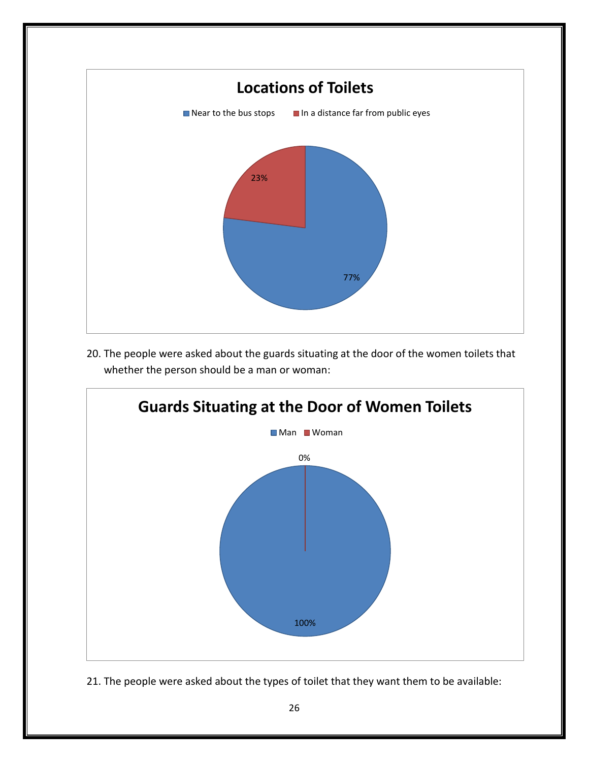**Locations of Toilets**

- Near to the bus stops: 77%
- In a distance far from public eyes: 23%

20. The people were asked about the guards situating at the door of the women toilets that whether the person should be a man or woman:

**Guards Situating at the Door of Women Toilets**

- Man: 100%
- Woman: 0%

21. The people were asked about the types of toilet that they want them to be available: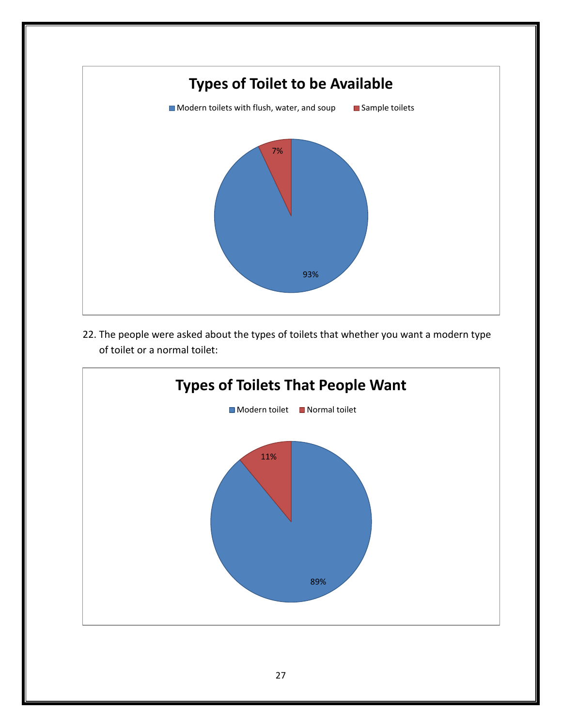**Types of Toilet to be Available**

- Modern toilets with flush, water, and soup: 93%
- Sample toilets: 7%

22. The people were asked about the types of toilets that whether you want a modern type of toilet or a normal toilet:

**Types of Toilets That People Want**

- Modern toilet: 89%
- Normal toilet: 11%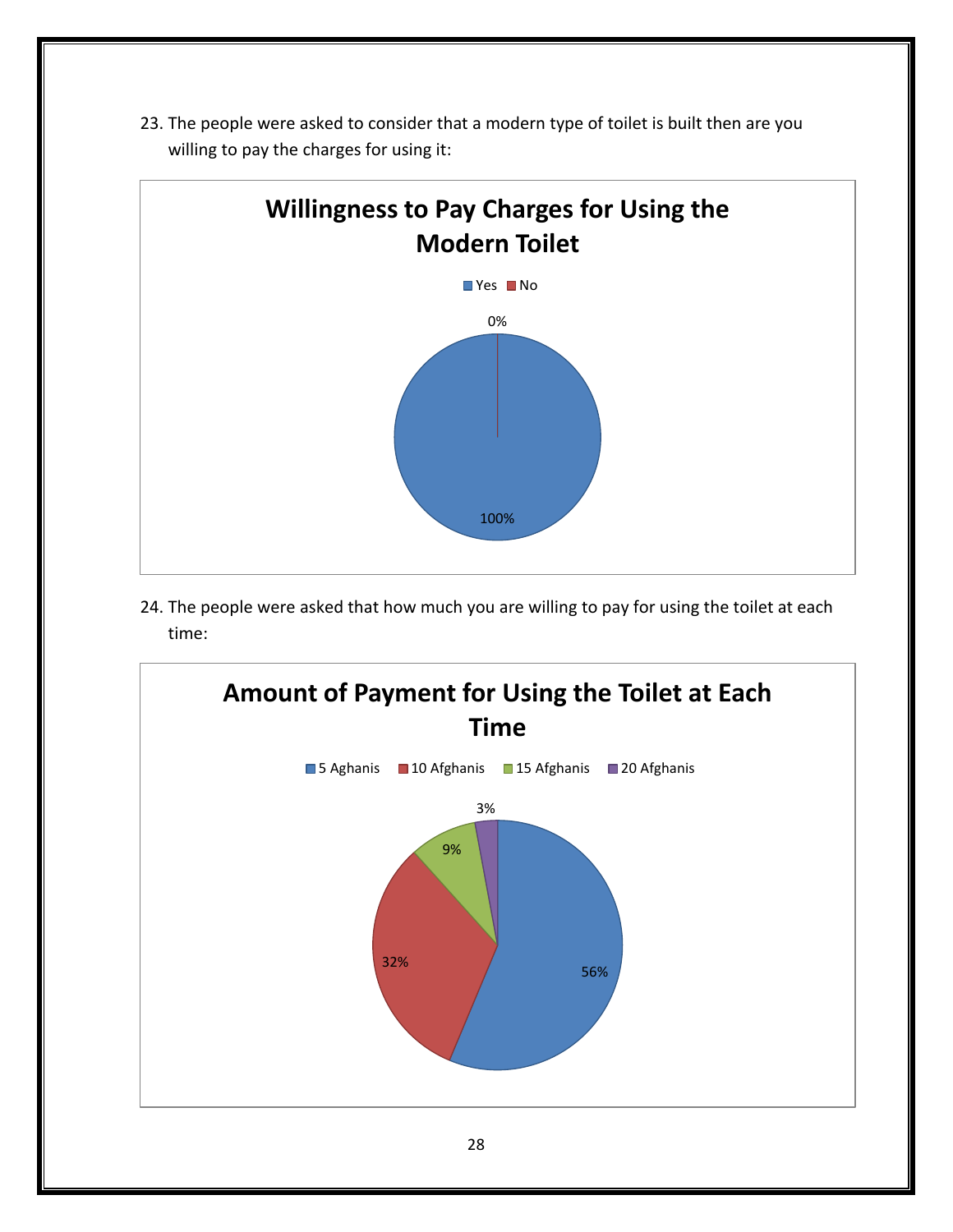23. The people were asked to consider that a modern type of toilet is built then are you willing to pay the charges for using it:

**Willingness to Pay Charges for Using the Modern Toilet**

Yes  No

0%

100%

24. The people were asked that how much you are willing to pay for using the toilet at each time:

**Amount of Payment for Using the Toilet at Each Time**

5 Aghanis  10 Afghanis  15 Afghanis  20 Afghanis

3%

9%

32%

56%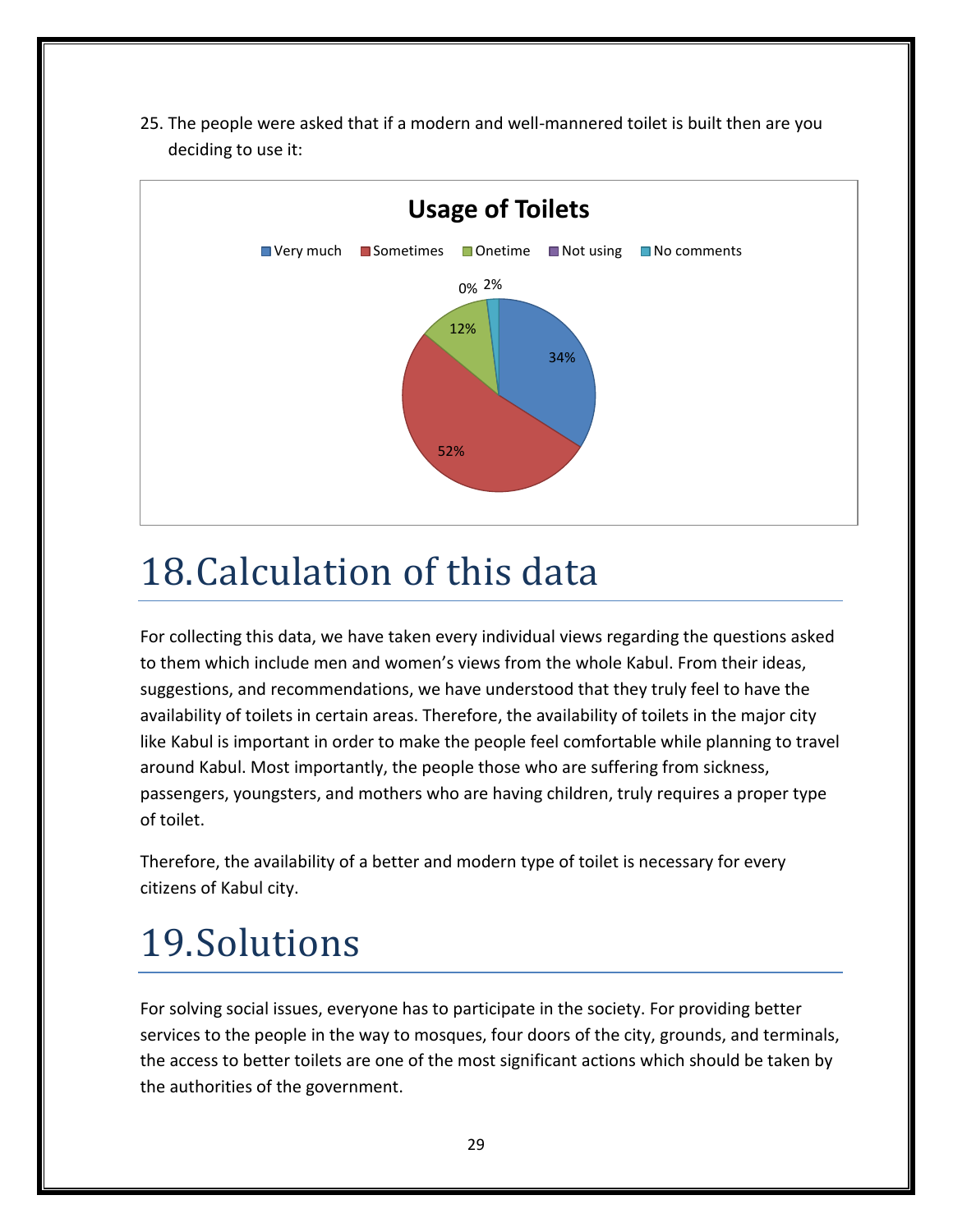25. The people were asked that if a modern and well-mannered toilet is built then are you deciding to use it:

**Usage of Toilets**

| Response | Percentage |
|---|---|
| Very much | 34% |
| Sometimes | 52% |
| Onetime | 12% |
| Not using | 0% |
| No comments | 2% |

# 18.Calculation of this data

For collecting this data, we have taken every individual views regarding the questions asked to them which include men and women's views from the whole Kabul. From their ideas, suggestions, and recommendations, we have understood that they truly feel to have the availability of toilets in certain areas. Therefore, the availability of toilets in the major city like Kabul is important in order to make the people feel comfortable while planning to travel around Kabul. Most importantly, the people those who are suffering from sickness, passengers, youngsters, and mothers who are having children, truly requires a proper type of toilet.

Therefore, the availability of a better and modern type of toilet is necessary for every citizens of Kabul city.

# 19.Solutions

For solving social issues, everyone has to participate in the society. For providing better services to the people in the way to mosques, four doors of the city, grounds, and terminals, the access to better toilets are one of the most significant actions which should be taken by the authorities of the government.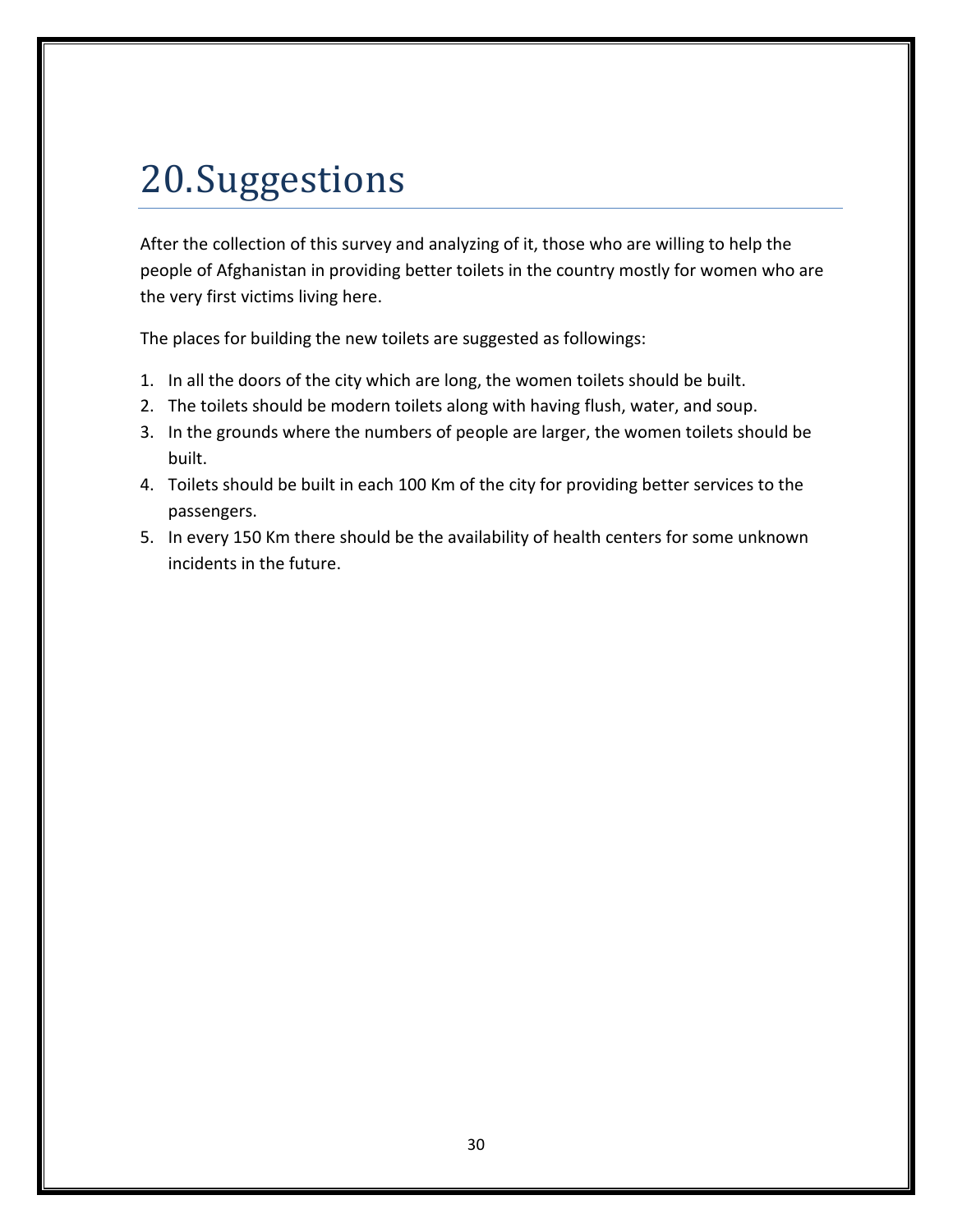# 20.Suggestions

After the collection of this survey and analyzing of it, those who are willing to help the people of Afghanistan in providing better toilets in the country mostly for women who are the very first victims living here.

The places for building the new toilets are suggested as followings:

1. In all the doors of the city which are long, the women toilets should be built.
2. The toilets should be modern toilets along with having flush, water, and soup.
3. In the grounds where the numbers of people are larger, the women toilets should be built.
4. Toilets should be built in each 100 Km of the city for providing better services to the passengers.
5. In every 150 Km there should be the availability of health centers for some unknown incidents in the future.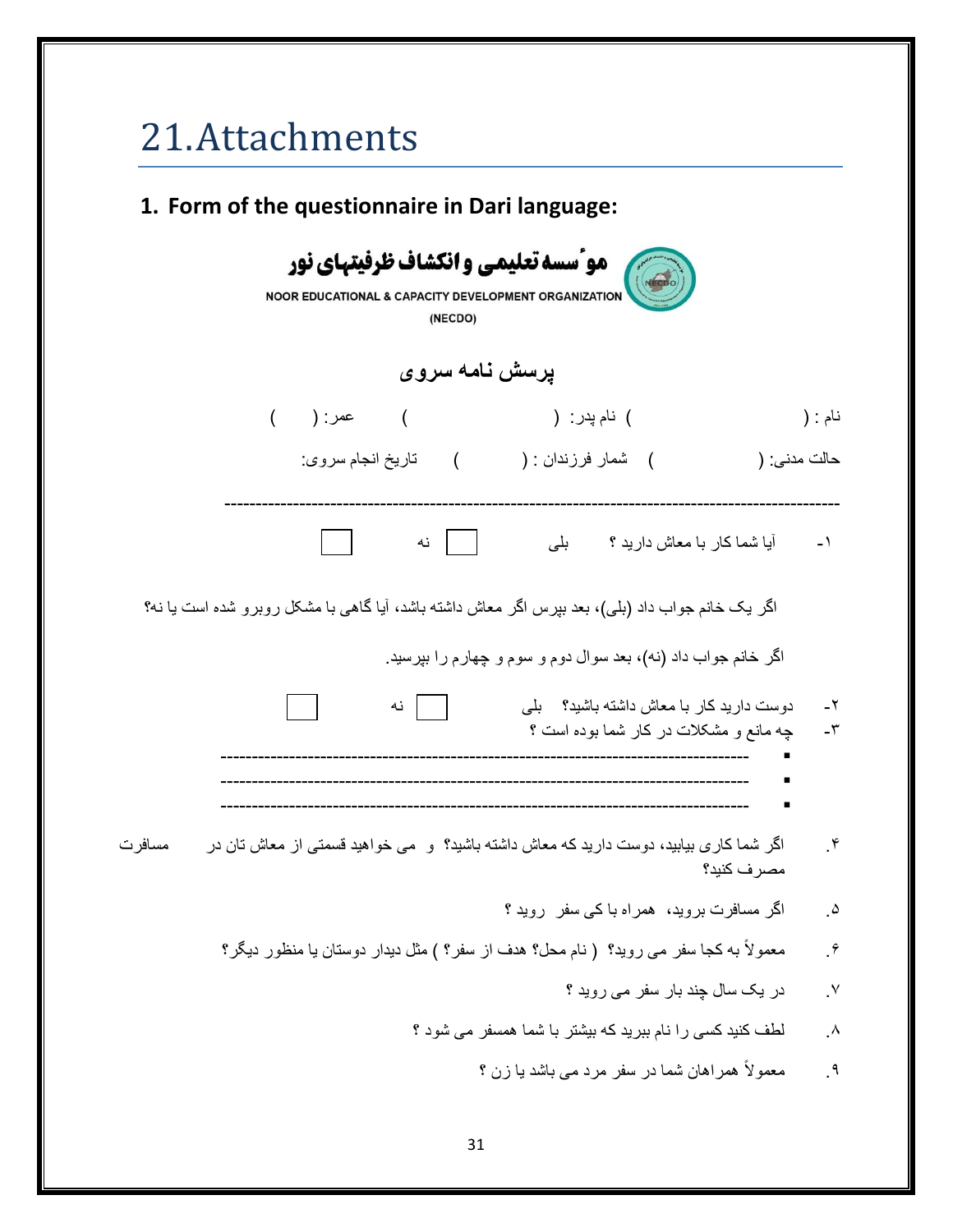# 21.Attachments

## 1. Form of the questionnaire in Dari language:

**موٴسسه تعلیمی و انکشاف ظرفیتهای نور**

NOOR EDUCATIONAL & CAPACITY DEVELOPMENT ORGANIZATION

(NECDO)

**پرسش نامه سروی**

نام : ( ) نام پدر: ( ) عمر: ( )

حالت مدنی: ( ) شمار فرزندان : ( ) تاریخ انجام سروی:

---

۱- آیا شما کار با معاش دارید ؟ بلی ☐ نه ☐

اگر یک خانم جواب داد (بلی)، بعد بپرس اگر معاش داشته باشد، آیا گاهی با مشکل روبرو شده است یا نه؟

اگر خانم جواب داد (نه)، بعد سوال دوم و سوم و چهارم را بپرسید.

۲- دوست دارید کار با معاش داشته باشید؟ بلی ☐ نه ☐

۳- چه مانع و مشکلات در کار شما بوده است ؟

- ---------------------------------------------------------------------
- ---------------------------------------------------------------------
- ---------------------------------------------------------------------

۴. اگر شما کاری بیابید، دوست دارید که معاش داشته باشید؟ و می خواهید قسمتی از معاش تان در مسافرت مصرف کنید؟

۵. اگر مسافرت بروید، همراه با کی سفر روید ؟

۶. معمولاً به کجا سفر می روید؟ ( نام محل؟ هدف از سفر؟ ) مثل دیدار دوستان یا منظور دیگر؟

۷. در یک سال چند بار سفر می روید ؟

۸. لطف کنید کسی را نام ببرید که بیشتر با شما همسفر می شود ؟

۹. معمولاً همراهان شما در سفر مرد می باشد یا زن ؟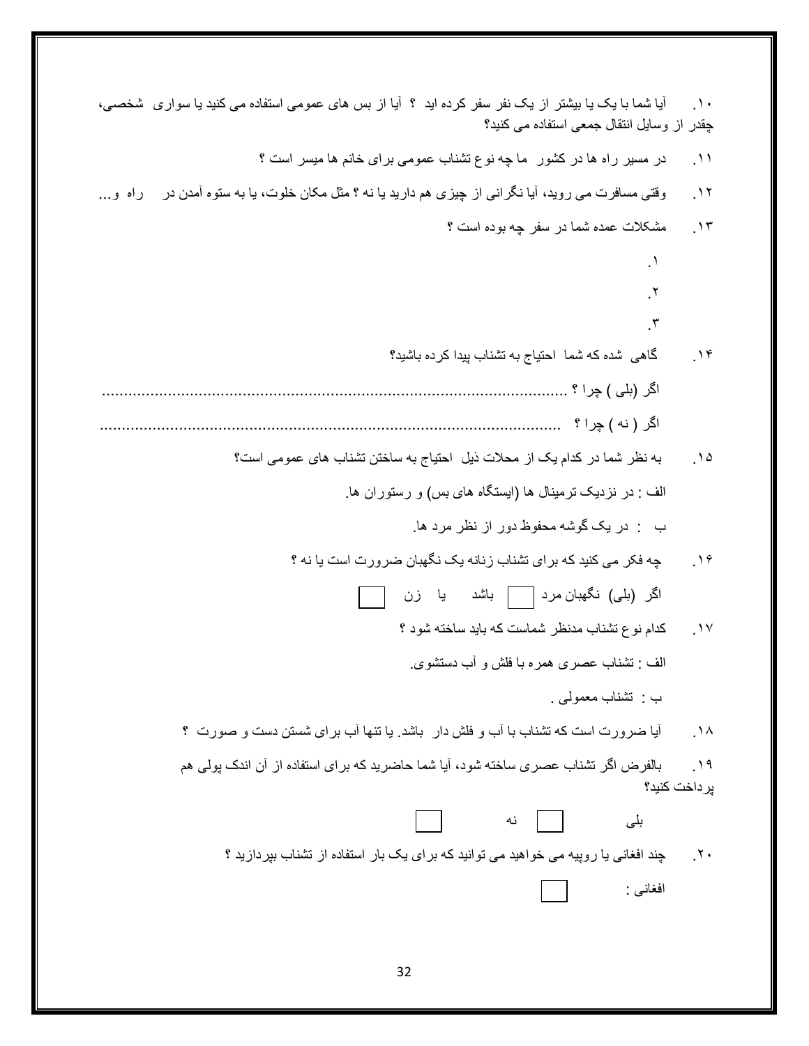۱۰. آیا شما با یک یا بیشتر از یک نفر سفر کرده اید ؟ آیا از بس های عمومی استفاده می کنید یا سواری شخصی، چقدر از وسایل انتقال جمعی استفاده می کنید؟

۱۱. در مسیر راه ها در کشور ما چه نوع تشناب عمومی برای خانم ها میسر است ؟

۱۲. وقتی مسافرت می روید، آیا نگرانی از چیزی هم دارید یا نه ؟ مثل مکان خلوت، یا به ستوه آمدن در راه و...

۱۳. مشکلات عمده شما در سفر چه بوده است ؟

۱.

۲.

۳.

۱۴. گاهی شده که شما احتیاج به تشناب پیدا کرده باشید؟

اگر (بلی ) چرا ؟ ........................................................................................................

اگر ( نه ) چرا ؟ ........................................................................................................

۱۵. به نظر شما در کدام یک از محلات ذیل احتیاج به ساختن تشناب های عمومی است؟

الف : در نزدیک ترمینال ها (ایستگاه های بس) و رستوران ها.

ب : در یک گوشه محفوظ دور از نظر مرد ها.

۱۶. چه فکر می کنید که برای تشناب زنانه یک نگهبان ضرورت است یا نه ؟

اگر (بلی) نگهبان مرد ☐ باشد یا زن ☐

۱۷. کدام نوع تشناب مدنظر شماست که باید ساخته شود ؟

الف : تشناب عصری همره با فلش و آب دستشوی.

ب : تشناب معمولی .

۱۸. آیا ضرورت است که تشناب با آب و فلش دار باشد. یا تنها آب برای شستن دست و صورت ؟

۱۹. بالفرض اگر تشناب عصری ساخته شود، آیا شما حاضرید که برای استفاده از آن اندک پولی هم پرداخت کنید؟

بلی ☐ نه ☐

۲۰. چند افغانی یا روپیه می خواهید می توانید که برای یک بار استفاده از تشناب بپردازید ؟

افغانی : ☐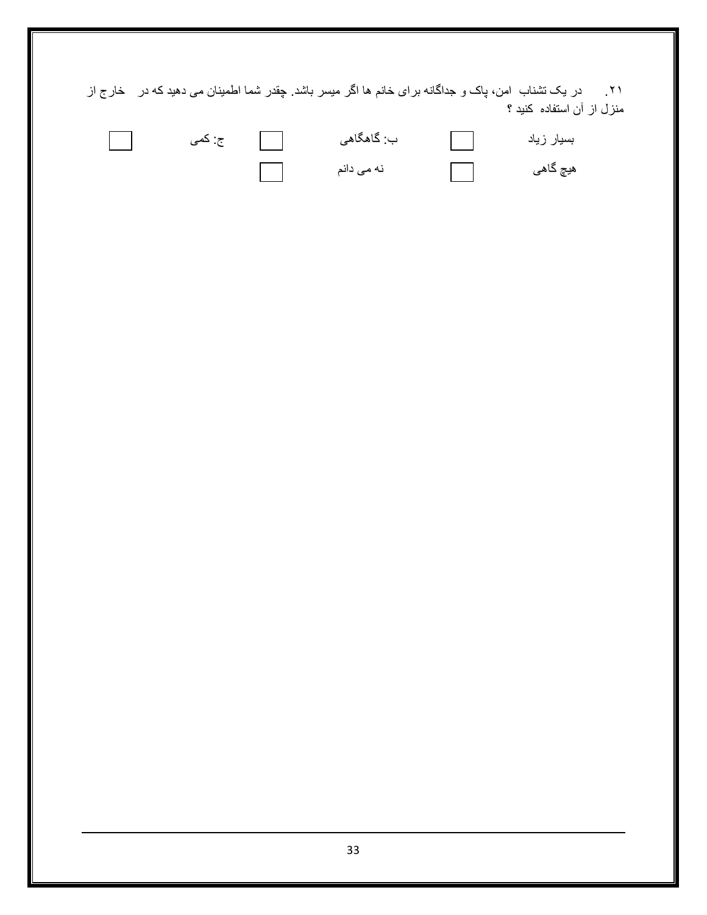۲۱. در یک تشناب امن، پاک و جداگانه برای خانم ها اگر میسر باشد. چقدر شما اطمینان می دهید که در خارج از منزل از آن استفاده کنید ؟

- بسیار زیاد ☐
- ب: گاهگاهی ☐
- ج: کمی ☐
- هیچ گاهی ☐
- نه می دانم ☐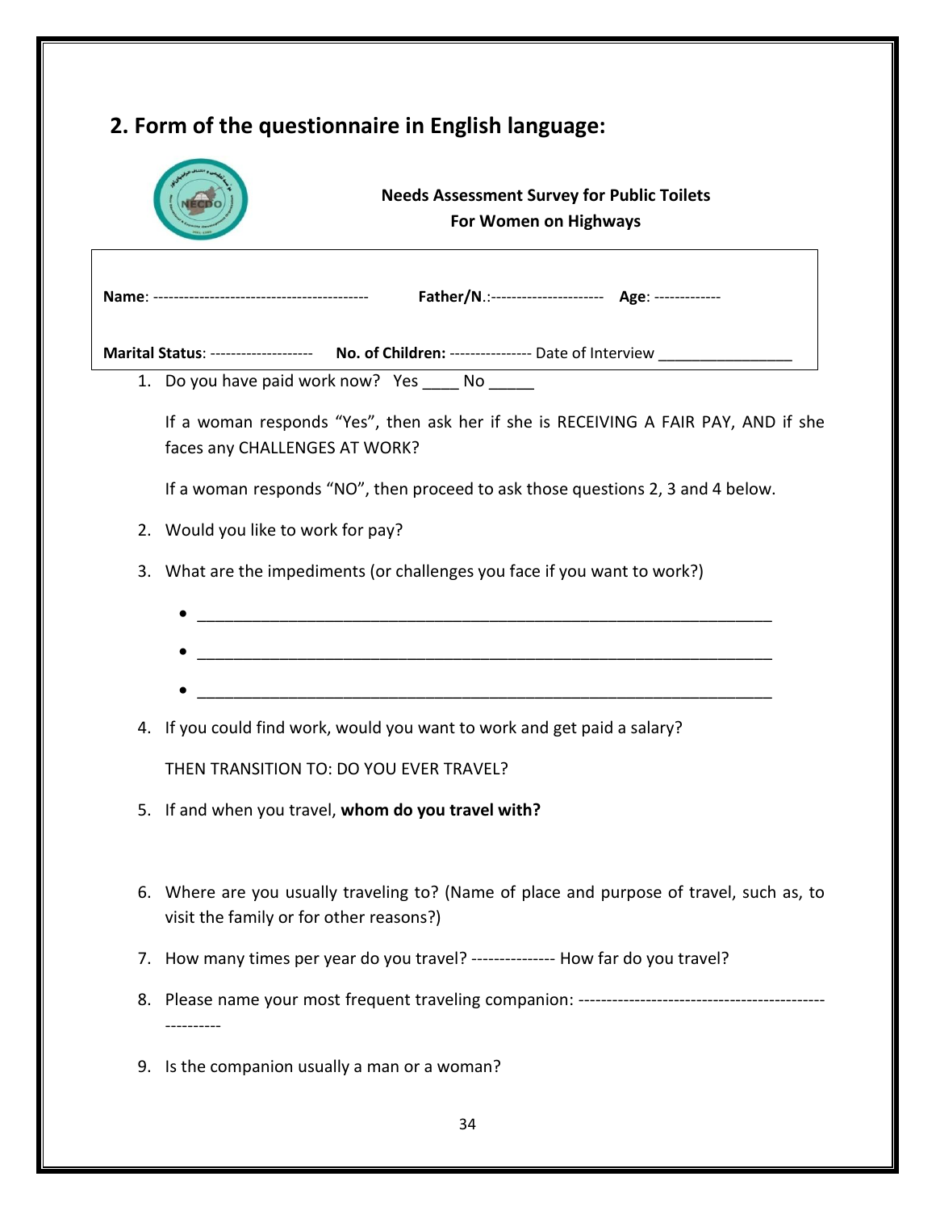## 2. Form of the questionnaire in English language:

**Needs Assessment Survey for Public Toilets**
**For Women on Highways**

**Name**: ------------------------------------------ **Father/N.**:---------------------- **Age**: -------------

**Marital Status**: -------------------- **No. of Children:** --------------- Date of Interview ________________

1. Do you have paid work now? Yes ____ No _____

   If a woman responds "Yes", then ask her if she is RECEIVING A FAIR PAY, AND if she faces any CHALLENGES AT WORK?

   If a woman responds "NO", then proceed to ask those questions 2, 3 and 4 below.

2. Would you like to work for pay?

3. What are the impediments (or challenges you face if you want to work?)

   - ________________________________________________________________
   - ________________________________________________________________
   - ________________________________________________________________

4. If you could find work, would you want to work and get paid a salary?

   THEN TRANSITION TO: DO YOU EVER TRAVEL?

5. If and when you travel, **whom do you travel with?**

6. Where are you usually traveling to? (Name of place and purpose of travel, such as, to visit the family or for other reasons?)

7. How many times per year do you travel? --------------- How far do you travel?

8. Please name your most frequent traveling companion: ------------------------------------------------------

9. Is the companion usually a man or a woman?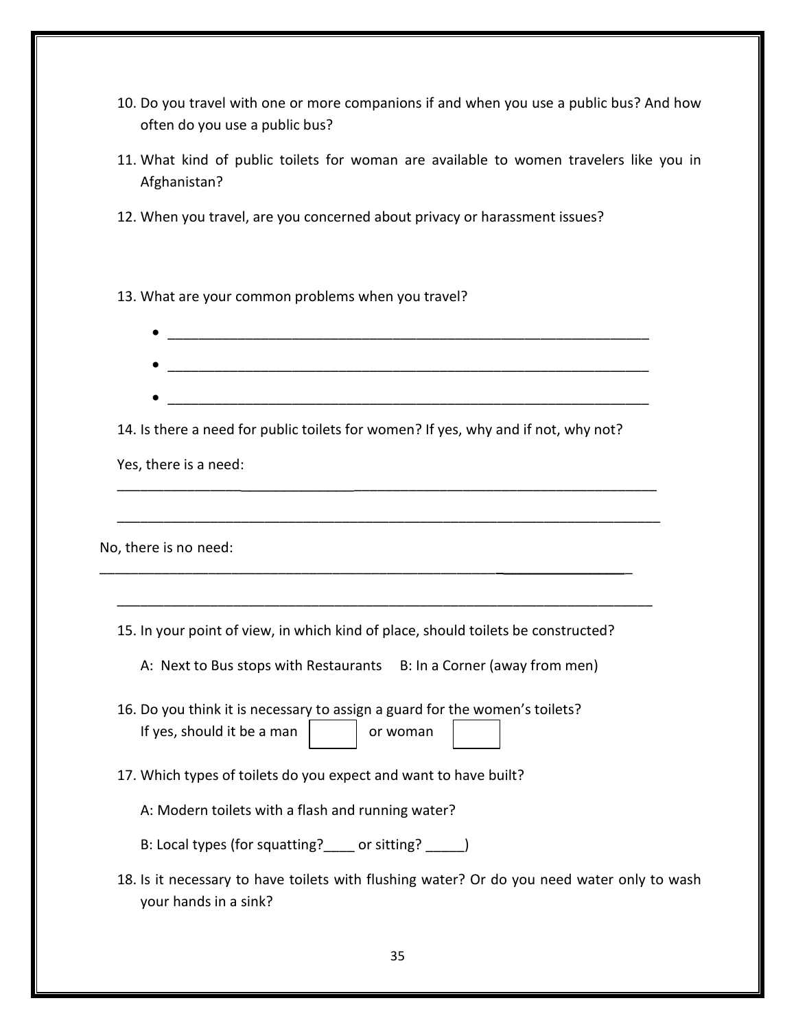10. Do you travel with one or more companions if and when you use a public bus? And how often do you use a public bus?

11. What kind of public toilets for woman are available to women travelers like you in Afghanistan?

12. When you travel, are you concerned about privacy or harassment issues?

13. What are your common problems when you travel?

    - ______________________________________________________________
    - ______________________________________________________________
    - ______________________________________________________________

14. Is there a need for public toilets for women? If yes, why and if not, why not?

    Yes, there is a need:

    ______________________________________________________________________

    ______________________________________________________________________

    No, there is no need:

    ______________________________________________________________________

    ______________________________________________________________________

15. In your point of view, in which kind of place, should toilets be constructed?

    A: Next to Bus stops with Restaurants    B: In a Corner (away from men)

16. Do you think it is necessary to assign a guard for the women's toilets?
    If yes, should it be a man ☐ or woman ☐

17. Which types of toilets do you expect and want to have built?

    A: Modern toilets with a flash and running water?

    B: Local types (for squatting?____ or sitting? _____)

18. Is it necessary to have toilets with flushing water? Or do you need water only to wash your hands in a sink?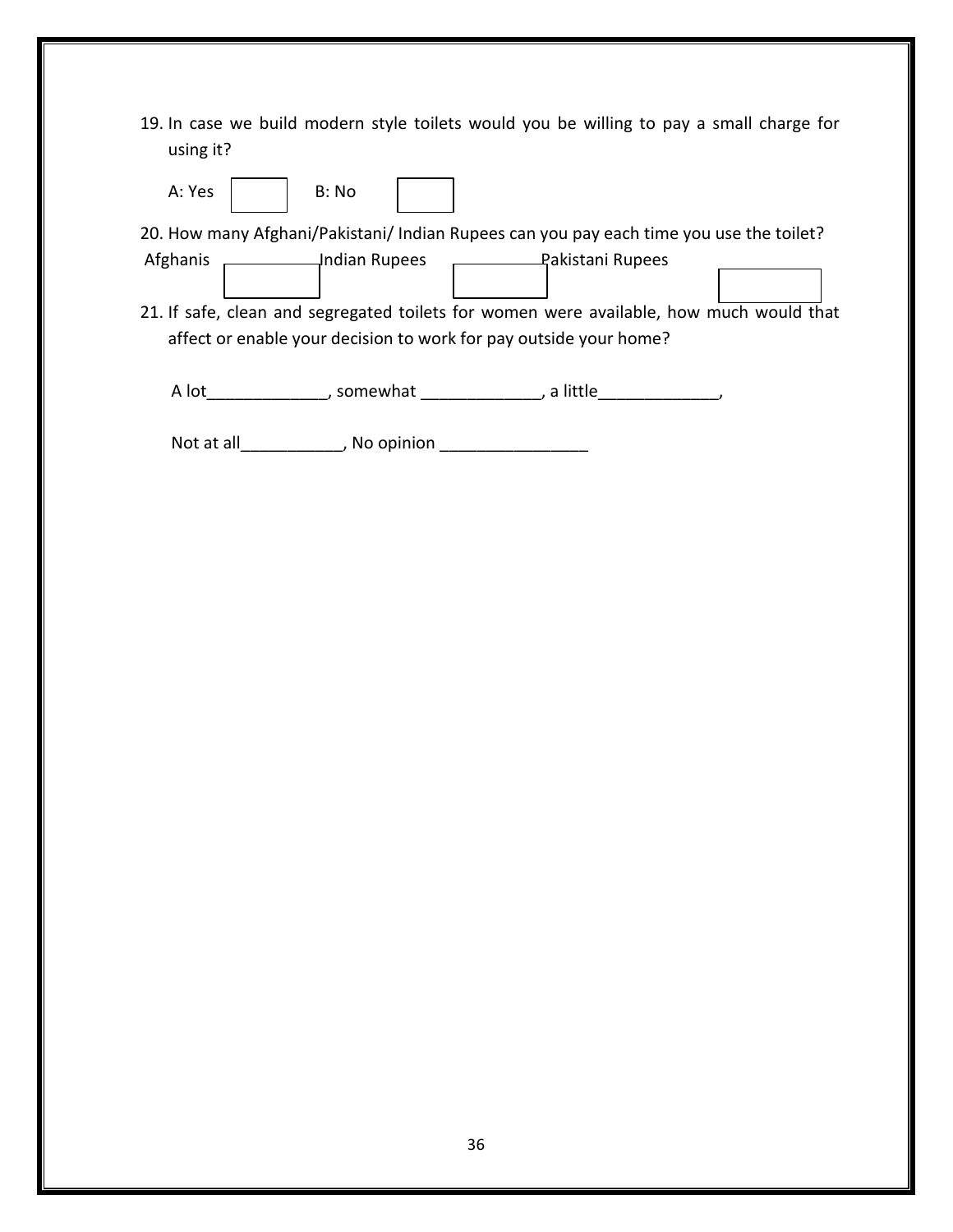19. In case we build modern style toilets would you be willing to pay a small charge for using it?

    A: Yes ☐ B: No ☐

20. How many Afghani/Pakistani/ Indian Rupees can you pay each time you use the toilet?

    Afghanis ☐ Indian Rupees ☐ Pakistani Rupees ☐

21. If safe, clean and segregated toilets for women were available, how much would that affect or enable your decision to work for pay outside your home?

    A lot_____________, somewhat _____________, a little_____________,

    Not at all___________, No opinion ________________